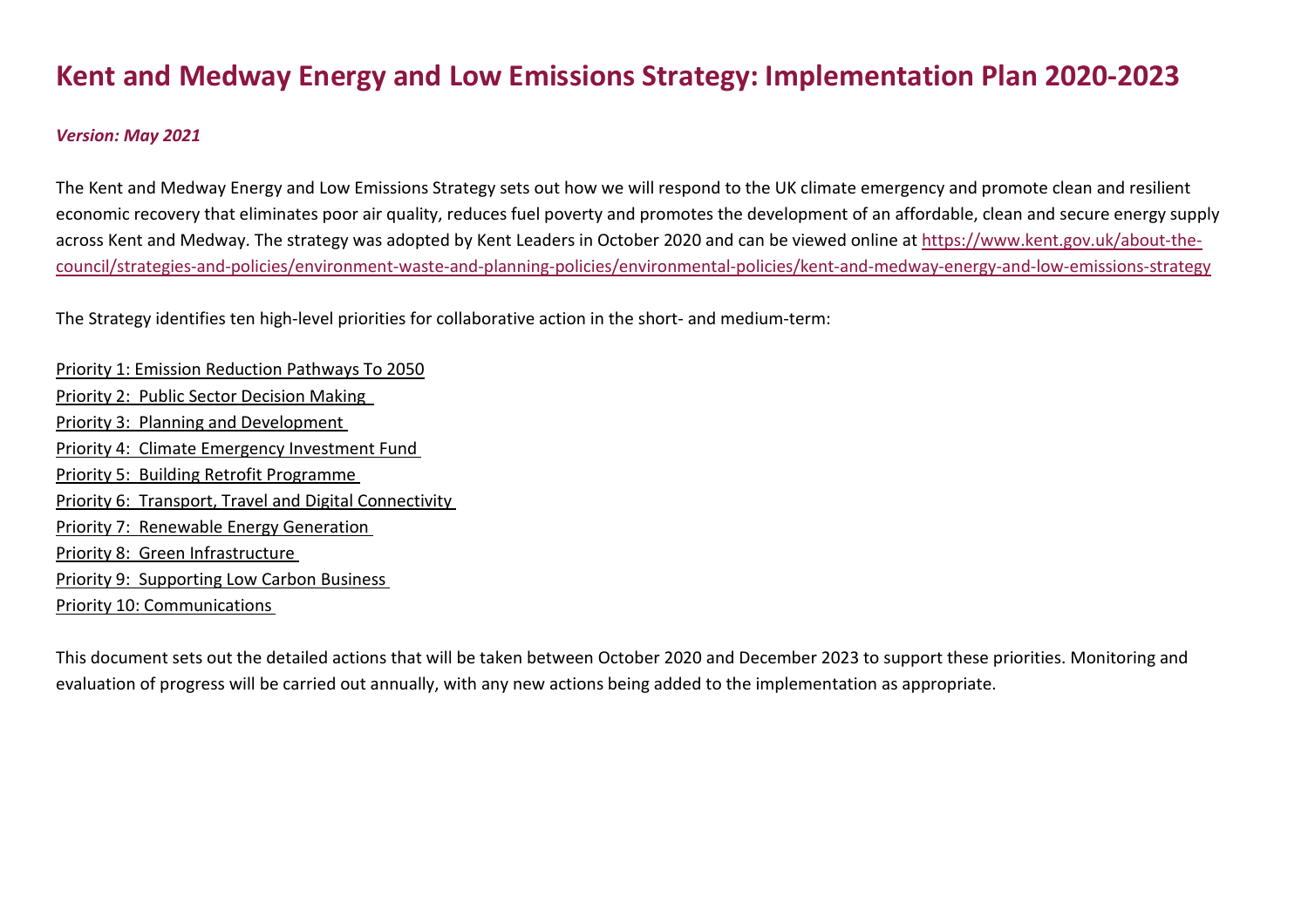# Kent and Medway Energy and Low Emissions Strategy: Implementation Plan 2020-2023

***Version: May 2021***

The Kent and Medway Energy and Low Emissions Strategy sets out how we will respond to the UK climate emergency and promote clean and resilient economic recovery that eliminates poor air quality, reduces fuel poverty and promotes the development of an affordable, clean and secure energy supply across Kent and Medway. The strategy was adopted by Kent Leaders in October 2020 and can be viewed online at [https://www.kent.gov.uk/about-the-council/strategies-and-policies/environment-waste-and-planning-policies/environmental-policies/kent-and-medway-energy-and-low-emissions-strategy](https://www.kent.gov.uk/about-the-council/strategies-and-policies/environment-waste-and-planning-policies/environmental-policies/kent-and-medway-energy-and-low-emissions-strategy)

The Strategy identifies ten high-level priorities for collaborative action in the short- and medium-term:

Priority 1: Emission Reduction Pathways To 2050
Priority 2: Public Sector Decision Making
Priority 3: Planning and Development
Priority 4: Climate Emergency Investment Fund
Priority 5: Building Retrofit Programme
Priority 6: Transport, Travel and Digital Connectivity
Priority 7: Renewable Energy Generation
Priority 8: Green Infrastructure
Priority 9: Supporting Low Carbon Business
Priority 10: Communications

This document sets out the detailed actions that will be taken between October 2020 and December 2023 to support these priorities. Monitoring and evaluation of progress will be carried out annually, with any new actions being added to the implementation as appropriate.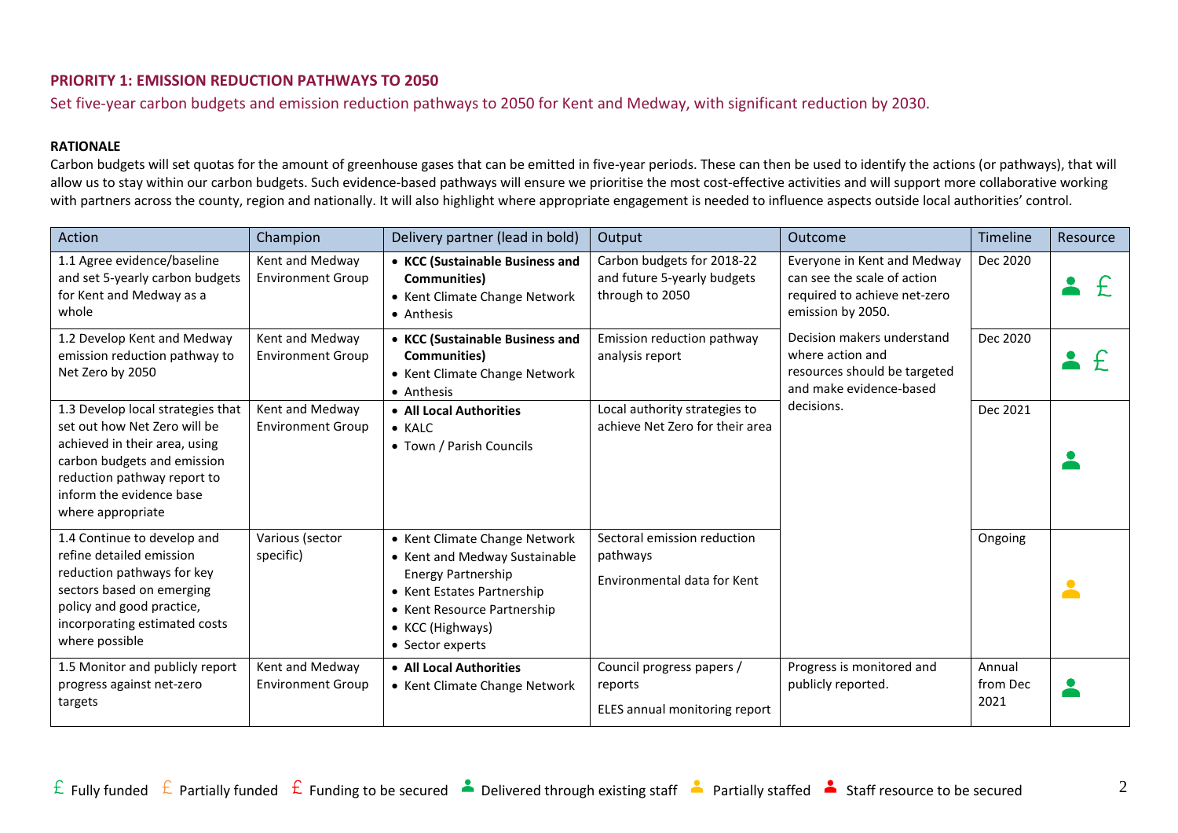## PRIORITY 1: EMISSION REDUCTION PATHWAYS TO 2050

Set five-year carbon budgets and emission reduction pathways to 2050 for Kent and Medway, with significant reduction by 2030.

**RATIONALE**

Carbon budgets will set quotas for the amount of greenhouse gases that can be emitted in five-year periods. These can then be used to identify the actions (or pathways), that will allow us to stay within our carbon budgets. Such evidence-based pathways will ensure we prioritise the most cost-effective activities and will support more collaborative working with partners across the county, region and nationally. It will also highlight where appropriate engagement is needed to influence aspects outside local authorities' control.

| Action | Champion | Delivery partner (lead in bold) | Output | Outcome | Timeline | Resource |
|---|---|---|---|---|---|---|
| 1.1 Agree evidence/baseline and set 5-yearly carbon budgets for Kent and Medway as a whole | Kent and Medway Environment Group | • **KCC (Sustainable Business and Communities)**<br>• Kent Climate Change Network<br>• Anthesis | Carbon budgets for 2018-22 and future 5-yearly budgets through to 2050 | Everyone in Kent and Medway can see the scale of action required to achieve net-zero emission by 2050. | Dec 2020 | Delivered through existing staff; Fully funded |
| 1.2 Develop Kent and Medway emission reduction pathway to Net Zero by 2050 | Kent and Medway Environment Group | • **KCC (Sustainable Business and Communities)**<br>• Kent Climate Change Network<br>• Anthesis | Emission reduction pathway analysis report | Decision makers understand where action and resources should be targeted and make evidence-based decisions. | Dec 2020 | Delivered through existing staff; Fully funded |
| 1.3 Develop local strategies that set out how Net Zero will be achieved in their area, using carbon budgets and emission reduction pathway report to inform the evidence base where appropriate | Kent and Medway Environment Group | • **All Local Authorities**<br>• KALC<br>• Town / Parish Councils | Local authority strategies to achieve Net Zero for their area | | Dec 2021 | Delivered through existing staff |
| 1.4 Continue to develop and refine detailed emission reduction pathways for key sectors based on emerging policy and good practice, incorporating estimated costs where possible | Various (sector specific) | • Kent Climate Change Network<br>• Kent and Medway Sustainable Energy Partnership<br>• Kent Estates Partnership<br>• Kent Resource Partnership<br>• KCC (Highways)<br>• Sector experts | Sectoral emission reduction pathways<br><br>Environmental data for Kent | | Ongoing | Partially staffed |
| 1.5 Monitor and publicly report progress against net-zero targets | Kent and Medway Environment Group | • **All Local Authorities**<br>• Kent Climate Change Network | Council progress papers / reports<br><br>ELES annual monitoring report | Progress is monitored and publicly reported. | Annual from Dec 2021 | Delivered through existing staff |

£ Fully funded  £ Partially funded  £ Funding to be secured  Delivered through existing staff  Partially staffed  Staff resource to be secured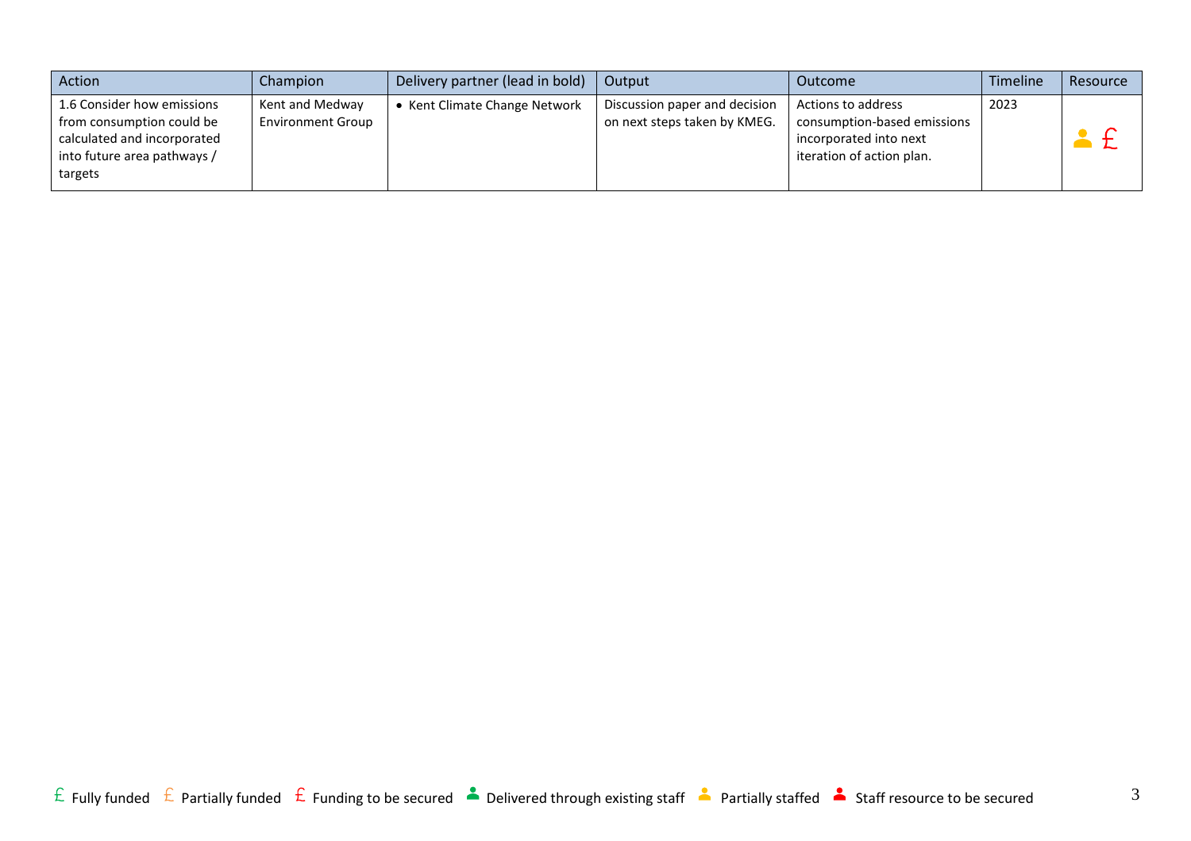| Action | Champion | Delivery partner (lead in bold) | Output | Outcome | Timeline | Resource |
|---|---|---|---|---|---|---|
| 1.6 Consider how emissions from consumption could be calculated and incorporated into future area pathways / targets | Kent and Medway Environment Group | • Kent Climate Change Network | Discussion paper and decision on next steps taken by KMEG. | Actions to address consumption-based emissions incorporated into next iteration of action plan. | 2023 | Partially staffed, Funding to be secured |

£ Fully funded £ Partially funded £ Funding to be secured Delivered through existing staff Partially staffed Staff resource to be secured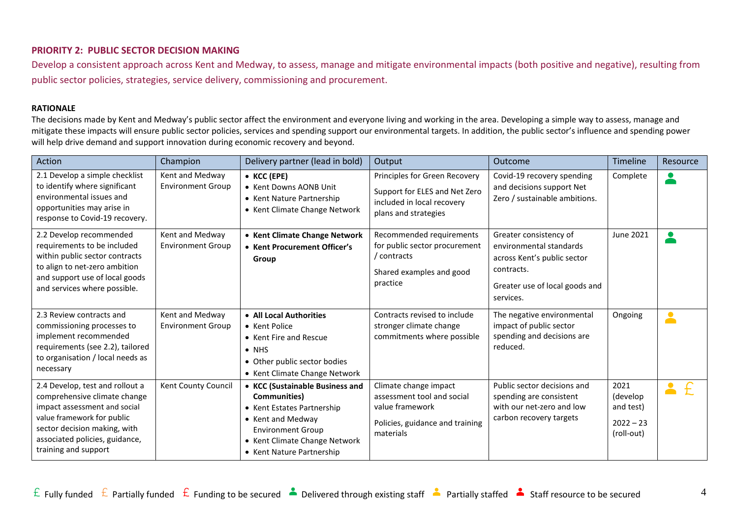## PRIORITY 2: PUBLIC SECTOR DECISION MAKING

Develop a consistent approach across Kent and Medway, to assess, manage and mitigate environmental impacts (both positive and negative), resulting from public sector policies, strategies, service delivery, commissioning and procurement.

**RATIONALE**

The decisions made by Kent and Medway's public sector affect the environment and everyone living and working in the area. Developing a simple way to assess, manage and mitigate these impacts will ensure public sector policies, services and spending support our environmental targets. In addition, the public sector's influence and spending power will help drive demand and support innovation during economic recovery and beyond.

| Action | Champion | Delivery partner (lead in bold) | Output | Outcome | Timeline | Resource |
|---|---|---|---|---|---|---|
| 2.1 Develop a simple checklist to identify where significant environmental issues and opportunities may arise in response to Covid-19 recovery. | Kent and Medway Environment Group | • **KCC (EPE)**<br>• Kent Downs AONB Unit<br>• Kent Nature Partnership<br>• Kent Climate Change Network | Principles for Green Recovery<br><br>Support for ELES and Net Zero included in local recovery plans and strategies | Covid-19 recovery spending and decisions support Net Zero / sustainable ambitions. | Complete | Delivered through existing staff |
| 2.2 Develop recommended requirements to be included within public sector contracts to align to net-zero ambition and support use of local goods and services where possible. | Kent and Medway Environment Group | • **Kent Climate Change Network**<br>• **Kent Procurement Officer's Group** | Recommended requirements for public sector procurement / contracts<br><br>Shared examples and good practice | Greater consistency of environmental standards across Kent's public sector contracts.<br><br>Greater use of local goods and services. | June 2021 | Delivered through existing staff |
| 2.3 Review contracts and commissioning processes to implement recommended requirements (see 2.2), tailored to organisation / local needs as necessary | Kent and Medway Environment Group | • **All Local Authorities**<br>• Kent Police<br>• Kent Fire and Rescue<br>• NHS<br>• Other public sector bodies<br>• Kent Climate Change Network | Contracts revised to include stronger climate change commitments where possible | The negative environmental impact of public sector spending and decisions are reduced. | Ongoing | Partially staffed |
| 2.4 Develop, test and rollout a comprehensive climate change impact assessment and social value framework for public sector decision making, with associated policies, guidance, training and support | Kent County Council | • **KCC (Sustainable Business and Communities)**<br>• Kent Estates Partnership<br>• Kent and Medway Environment Group<br>• Kent Climate Change Network<br>• Kent Nature Partnership | Climate change impact assessment tool and social value framework<br><br>Policies, guidance and training materials | Public sector decisions and spending are consistent with our net-zero and low carbon recovery targets | 2021 (develop and test)<br><br>2022 – 23 (roll-out) | Partially staffed, Partially funded |

£ Fully funded £ Partially funded £ Funding to be secured · Delivered through existing staff · Partially staffed · Staff resource to be secured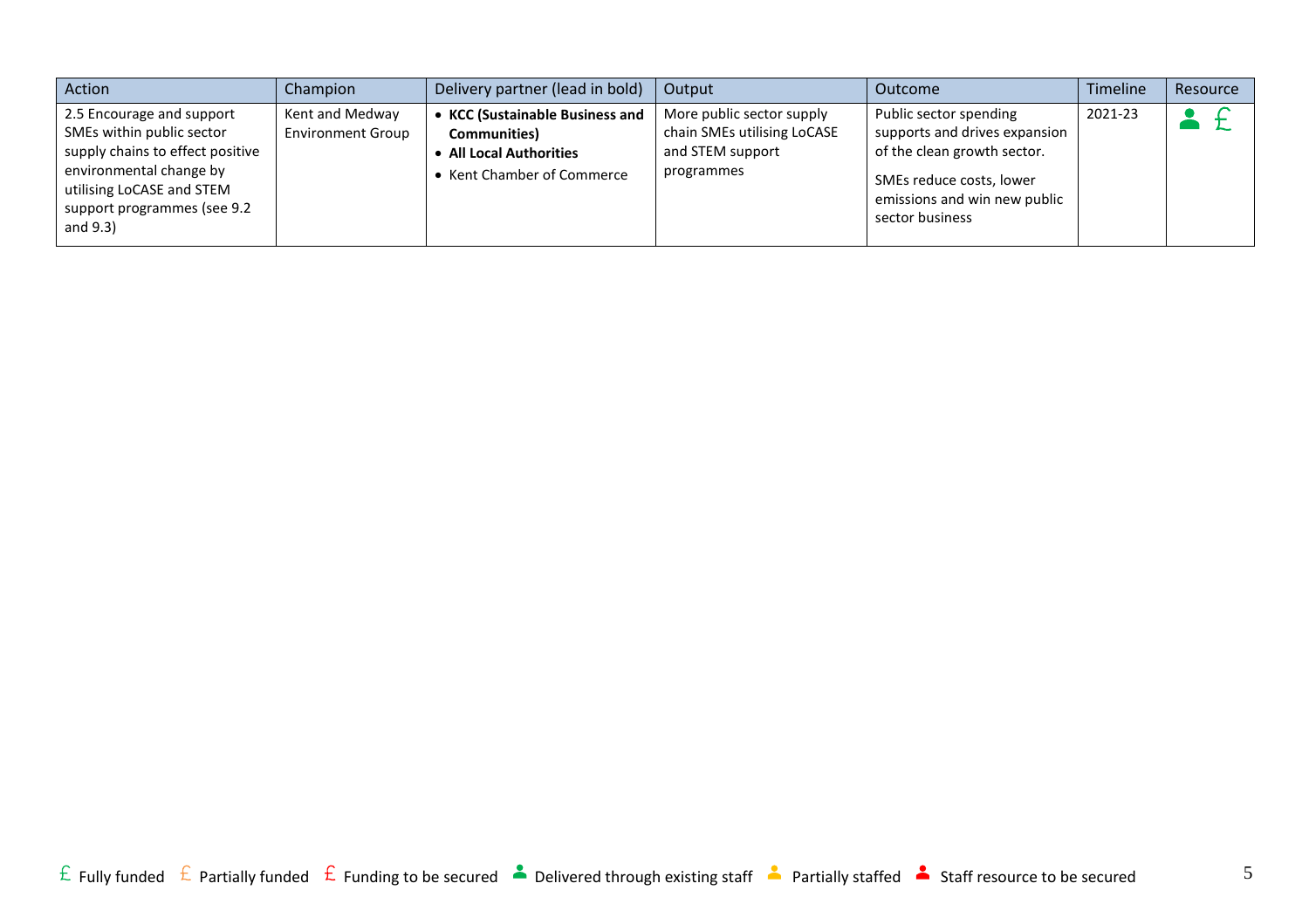| Action | Champion | Delivery partner (lead in bold) | Output | Outcome | Timeline | Resource |
|---|---|---|---|---|---|---|
| 2.5 Encourage and support SMEs within public sector supply chains to effect positive environmental change by utilising LoCASE and STEM support programmes (see 9.2 and 9.3) | Kent and Medway Environment Group | • **KCC (Sustainable Business and Communities)**<br>• **All Local Authorities**<br>• Kent Chamber of Commerce | More public sector supply chain SMEs utilising LoCASE and STEM support programmes | Public sector spending supports and drives expansion of the clean growth sector.<br><br>SMEs reduce costs, lower emissions and win new public sector business | 2021-23 | Delivered through existing staff; Fully funded |

£ Fully funded £ Partially funded £ Funding to be secured Delivered through existing staff Partially staffed Staff resource to be secured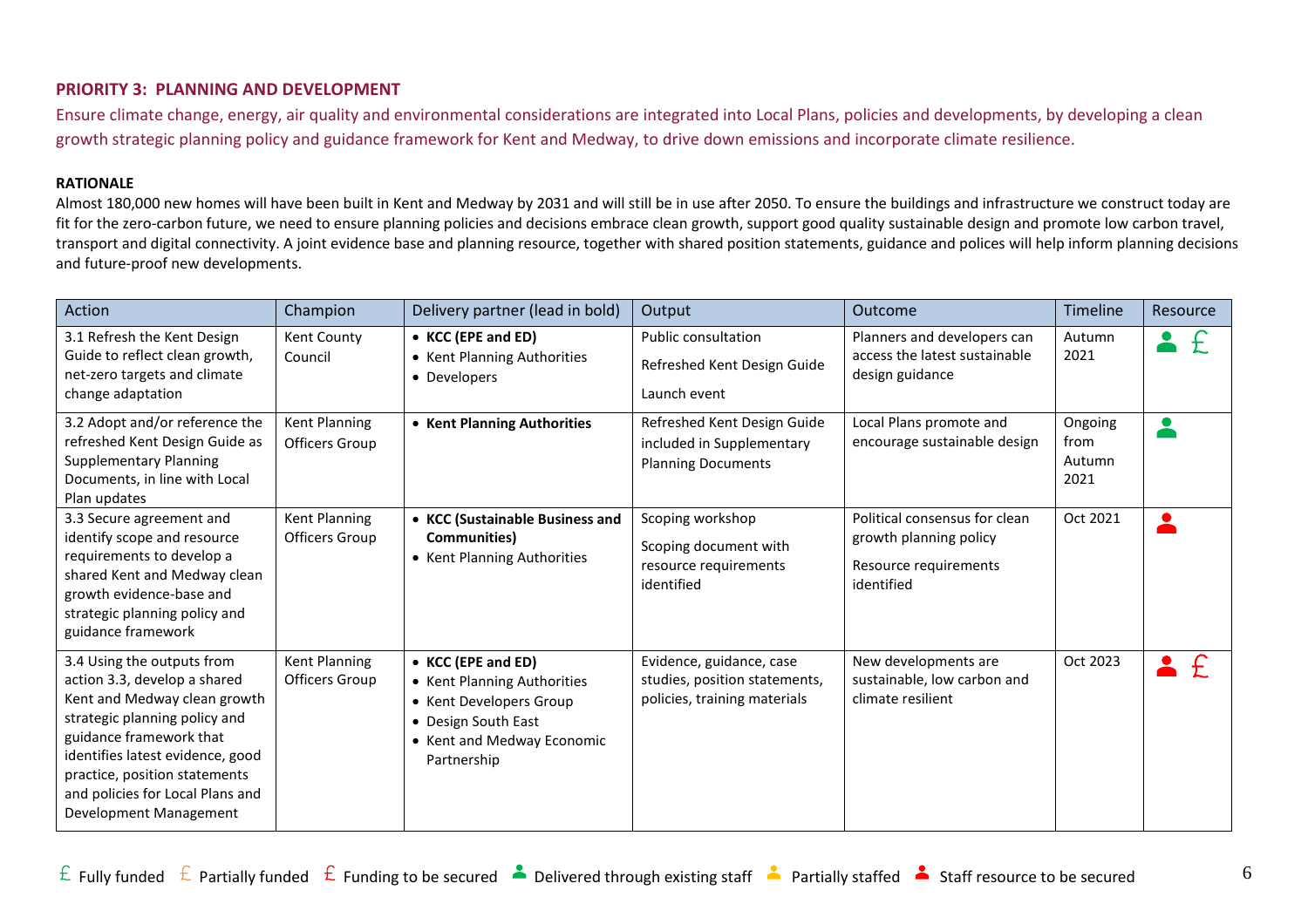## PRIORITY 3: PLANNING AND DEVELOPMENT

Ensure climate change, energy, air quality and environmental considerations are integrated into Local Plans, policies and developments, by developing a clean growth strategic planning policy and guidance framework for Kent and Medway, to drive down emissions and incorporate climate resilience.

### RATIONALE

Almost 180,000 new homes will have been built in Kent and Medway by 2031 and will still be in use after 2050. To ensure the buildings and infrastructure we construct today are fit for the zero-carbon future, we need to ensure planning policies and decisions embrace clean growth, support good quality sustainable design and promote low carbon travel, transport and digital connectivity. A joint evidence base and planning resource, together with shared position statements, guidance and polices will help inform planning decisions and future-proof new developments.

| Action | Champion | Delivery partner (lead in bold) | Output | Outcome | Timeline | Resource |
|---|---|---|---|---|---|---|
| 3.1 Refresh the Kent Design Guide to reflect clean growth, net-zero targets and climate change adaptation | Kent County Council | • **KCC (EPE and ED)**<br>• Kent Planning Authorities<br>• Developers | Public consultation<br><br>Refreshed Kent Design Guide<br><br>Launch event | Planners and developers can access the latest sustainable design guidance | Autumn 2021 | Delivered through existing staff; Fully funded (£) |
| 3.2 Adopt and/or reference the refreshed Kent Design Guide as Supplementary Planning Documents, in line with Local Plan updates | Kent Planning Officers Group | • **Kent Planning Authorities** | Refreshed Kent Design Guide included in Supplementary Planning Documents | Local Plans promote and encourage sustainable design | Ongoing from Autumn 2021 | Delivered through existing staff |
| 3.3 Secure agreement and identify scope and resource requirements to develop a shared Kent and Medway clean growth evidence-base and strategic planning policy and guidance framework | Kent Planning Officers Group | • **KCC (Sustainable Business and Communities)**<br>• Kent Planning Authorities | Scoping workshop<br><br>Scoping document with resource requirements identified | Political consensus for clean growth planning policy<br><br>Resource requirements identified | Oct 2021 | Staff resource to be secured |
| 3.4 Using the outputs from action 3.3, develop a shared Kent and Medway clean growth strategic planning policy and guidance framework that identifies latest evidence, good practice, position statements and policies for Local Plans and Development Management | Kent Planning Officers Group | • **KCC (EPE and ED)**<br>• Kent Planning Authorities<br>• Kent Developers Group<br>• Design South East<br>• Kent and Medway Economic Partnership | Evidence, guidance, case studies, position statements, policies, training materials | New developments are sustainable, low carbon and climate resilient | Oct 2023 | Staff resource to be secured; Funding to be secured (£) |

£ Fully funded £ Partially funded £ Funding to be secured · Delivered through existing staff · Partially staffed · Staff resource to be secured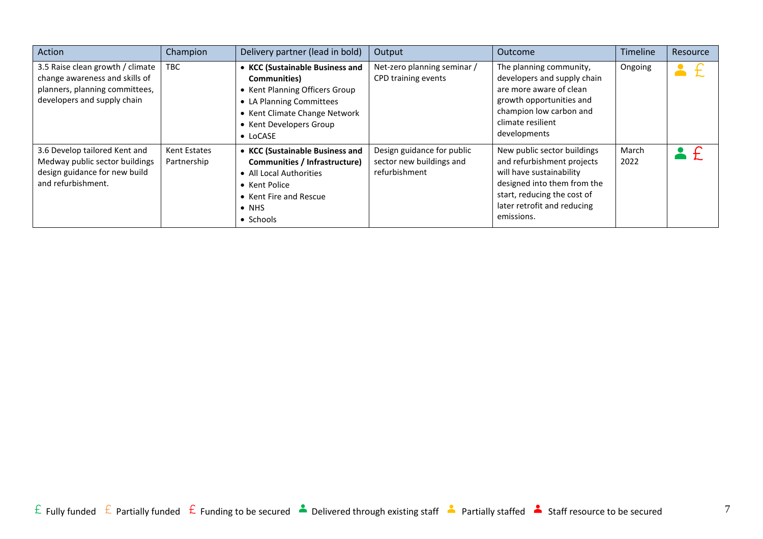| Action | Champion | Delivery partner (lead in bold) | Output | Outcome | Timeline | Resource |
|---|---|---|---|---|---|---|
| 3.5 Raise clean growth / climate change awareness and skills of planners, planning committees, developers and supply chain | TBC | • **KCC (Sustainable Business and Communities)**<br>• Kent Planning Officers Group<br>• LA Planning Committees<br>• Kent Climate Change Network<br>• Kent Developers Group<br>• LoCASE | Net-zero planning seminar / CPD training events | The planning community, developers and supply chain are more aware of clean growth opportunities and champion low carbon and climate resilient developments | Ongoing | Partially staffed; Partially funded |
| 3.6 Develop tailored Kent and Medway public sector buildings design guidance for new build and refurbishment. | Kent Estates Partnership | • **KCC (Sustainable Business and Communities / Infrastructure)**<br>• All Local Authorities<br>• Kent Police<br>• Kent Fire and Rescue<br>• NHS<br>• Schools | Design guidance for public sector new buildings and refurbishment | New public sector buildings and refurbishment projects will have sustainability designed into them from the start, reducing the cost of later retrofit and reducing emissions. | March 2022 | Delivered through existing staff; Funding to be secured |

£ Fully funded £ Partially funded £ Funding to be secured Delivered through existing staff Partially staffed Staff resource to be secured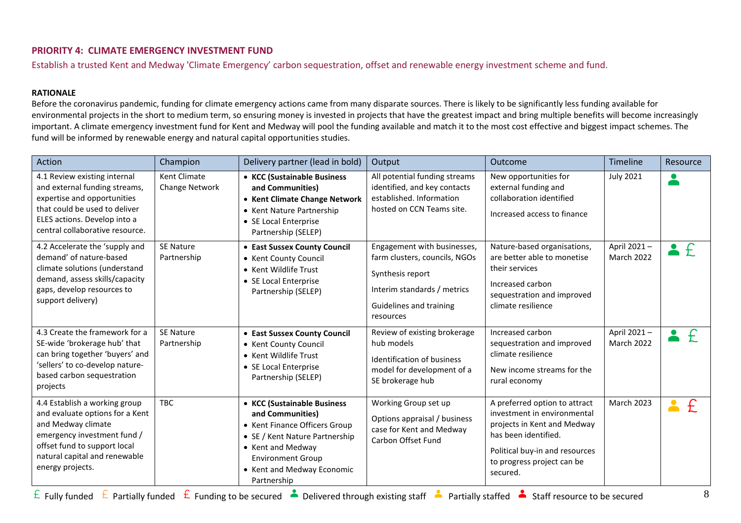## PRIORITY 4: CLIMATE EMERGENCY INVESTMENT FUND

Establish a trusted Kent and Medway 'Climate Emergency' carbon sequestration, offset and renewable energy investment scheme and fund.

**RATIONALE**

Before the coronavirus pandemic, funding for climate emergency actions came from many disparate sources. There is likely to be significantly less funding available for environmental projects in the short to medium term, so ensuring money is invested in projects that have the greatest impact and bring multiple benefits will become increasingly important. A climate emergency investment fund for Kent and Medway will pool the funding available and match it to the most cost effective and biggest impact schemes. The fund will be informed by renewable energy and natural capital opportunities studies.

| Action | Champion | Delivery partner (lead in bold) | Output | Outcome | Timeline | Resource |
|---|---|---|---|---|---|---|
| 4.1 Review existing internal and external funding streams, expertise and opportunities that could be used to deliver ELES actions. Develop into a central collaborative resource. | Kent Climate Change Network | • **KCC (Sustainable Business and Communities)**<br>• **Kent Climate Change Network**<br>• Kent Nature Partnership<br>• SE Local Enterprise Partnership (SELEP) | All potential funding streams identified, and key contacts established. Information hosted on CCN Teams site. | New opportunities for external funding and collaboration identified<br><br>Increased access to finance | July 2021 | Delivered through existing staff |
| 4.2 Accelerate the 'supply and demand' of nature-based climate solutions (understand demand, assess skills/capacity gaps, develop resources to support delivery) | SE Nature Partnership | • **East Sussex County Council**<br>• Kent County Council<br>• Kent Wildlife Trust<br>• SE Local Enterprise Partnership (SELEP) | Engagement with businesses, farm clusters, councils, NGOs<br><br>Synthesis report<br><br>Interim standards / metrics<br><br>Guidelines and training resources | Nature-based organisations, are better able to monetise their services<br><br>Increased carbon sequestration and improved climate resilience | April 2021 – March 2022 | Delivered through existing staff; Fully funded |
| 4.3 Create the framework for a SE-wide 'brokerage hub' that can bring together 'buyers' and 'sellers' to co-develop nature-based carbon sequestration projects | SE Nature Partnership | • **East Sussex County Council**<br>• Kent County Council<br>• Kent Wildlife Trust<br>• SE Local Enterprise Partnership (SELEP) | Review of existing brokerage hub models<br><br>Identification of business model for development of a SE brokerage hub | Increased carbon sequestration and improved climate resilience<br><br>New income streams for the rural economy | April 2021 – March 2022 | Delivered through existing staff; Fully funded |
| 4.4 Establish a working group and evaluate options for a Kent and Medway climate emergency investment fund / offset fund to support local natural capital and renewable energy projects. | TBC | • **KCC (Sustainable Business and Communities)**<br>• Kent Finance Officers Group<br>• SE / Kent Nature Partnership<br>• Kent and Medway Environment Group<br>• Kent and Medway Economic Partnership | Working Group set up<br><br>Options appraisal / business case for Kent and Medway Carbon Offset Fund | A preferred option to attract investment in environmental projects in Kent and Medway has been identified.<br><br>Political buy-in and resources to progress project can be secured. | March 2023 | Partially staffed; Funding to be secured |

£ Fully funded £ Partially funded £ Funding to be secured — Delivered through existing staff — Partially staffed — Staff resource to be secured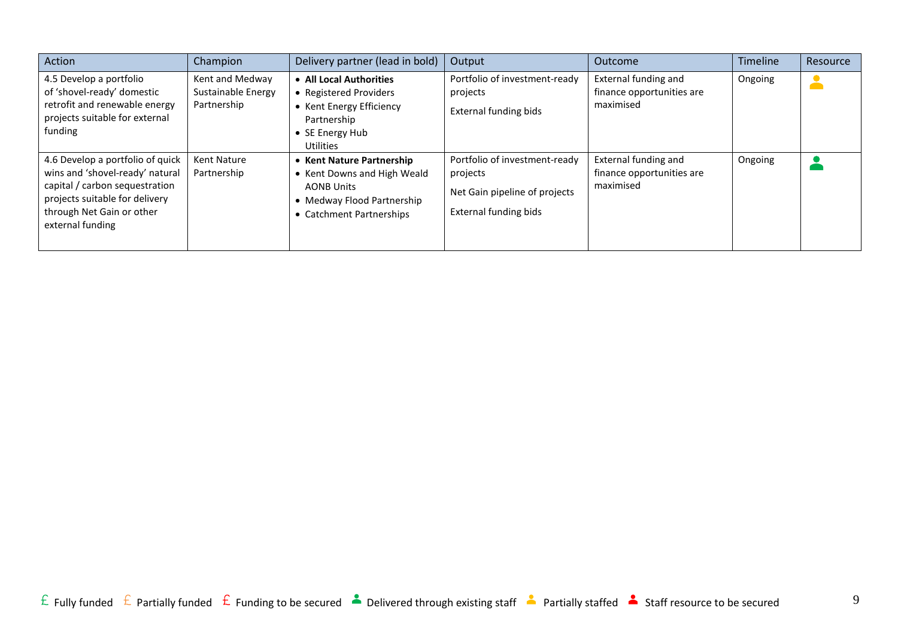| Action | Champion | Delivery partner (lead in bold) | Output | Outcome | Timeline | Resource |
|---|---|---|---|---|---|---|
| 4.5 Develop a portfolio of 'shovel-ready' domestic retrofit and renewable energy projects suitable for external funding | Kent and Medway Sustainable Energy Partnership | • **All Local Authorities**<br>• Registered Providers<br>• Kent Energy Efficiency Partnership<br>• SE Energy Hub Utilities | Portfolio of investment-ready projects<br><br>External funding bids | External funding and finance opportunities are maximised | Ongoing | Partially staffed |
| 4.6 Develop a portfolio of quick wins and 'shovel-ready' natural capital / carbon sequestration projects suitable for delivery through Net Gain or other external funding | Kent Nature Partnership | • **Kent Nature Partnership**<br>• Kent Downs and High Weald AONB Units<br>• Medway Flood Partnership<br>• Catchment Partnerships | Portfolio of investment-ready projects<br><br>Net Gain pipeline of projects<br><br>External funding bids | External funding and finance opportunities are maximised | Ongoing | Delivered through existing staff |

£ Fully funded £ Partially funded £ Funding to be secured Delivered through existing staff Partially staffed Staff resource to be secured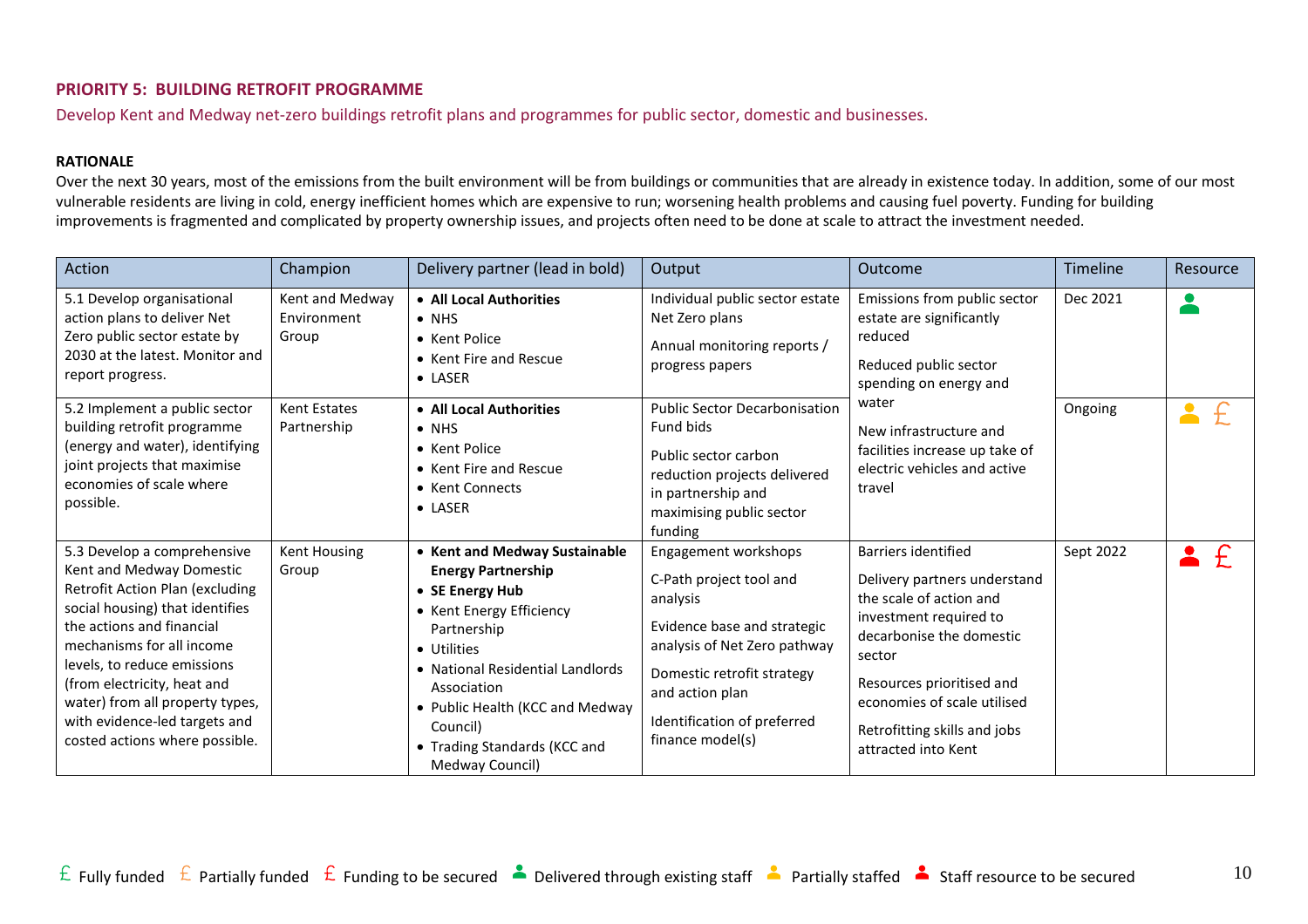## PRIORITY 5: BUILDING RETROFIT PROGRAMME

Develop Kent and Medway net-zero buildings retrofit plans and programmes for public sector, domestic and businesses.

**RATIONALE**

Over the next 30 years, most of the emissions from the built environment will be from buildings or communities that are already in existence today. In addition, some of our most vulnerable residents are living in cold, energy inefficient homes which are expensive to run; worsening health problems and causing fuel poverty. Funding for building improvements is fragmented and complicated by property ownership issues, and projects often need to be done at scale to attract the investment needed.

| Action | Champion | Delivery partner (lead in bold) | Output | Outcome | Timeline | Resource |
|---|---|---|---|---|---|---|
| 5.1 Develop organisational action plans to deliver Net Zero public sector estate by 2030 at the latest. Monitor and report progress. | Kent and Medway Environment Group | • **All Local Authorities**<br>• NHS<br>• Kent Police<br>• Kent Fire and Rescue<br>• LASER | Individual public sector estate Net Zero plans<br><br>Annual monitoring reports / progress papers | Emissions from public sector estate are significantly reduced<br><br>Reduced public sector spending on energy and water<br><br>New infrastructure and facilities increase up take of electric vehicles and active travel | Dec 2021 | Delivered through existing staff |
| 5.2 Implement a public sector building retrofit programme (energy and water), identifying joint projects that maximise economies of scale where possible. | Kent Estates Partnership | • **All Local Authorities**<br>• NHS<br>• Kent Police<br>• Kent Fire and Rescue<br>• Kent Connects<br>• LASER | Public Sector Decarbonisation Fund bids<br><br>Public sector carbon reduction projects delivered in partnership and maximising public sector funding | | Ongoing | Partially staffed; Partially funded |
| 5.3 Develop a comprehensive Kent and Medway Domestic Retrofit Action Plan (excluding social housing) that identifies the actions and financial mechanisms for all income levels, to reduce emissions (from electricity, heat and water) from all property types, with evidence-led targets and costed actions where possible. | Kent Housing Group | • **Kent and Medway Sustainable Energy Partnership**<br>• **SE Energy Hub**<br>• Kent Energy Efficiency Partnership<br>• Utilities<br>• National Residential Landlords Association<br>• Public Health (KCC and Medway Council)<br>• Trading Standards (KCC and Medway Council) | Engagement workshops<br><br>C-Path project tool and analysis<br><br>Evidence base and strategic analysis of Net Zero pathway<br><br>Domestic retrofit strategy and action plan<br><br>Identification of preferred finance model(s) | Barriers identified<br><br>Delivery partners understand the scale of action and investment required to decarbonise the domestic sector<br><br>Resources prioritised and economies of scale utilised<br><br>Retrofitting skills and jobs attracted into Kent | Sept 2022 | Staff resource to be secured; Funding to be secured |

£ Fully funded £ Partially funded £ Funding to be secured Delivered through existing staff Partially staffed Staff resource to be secured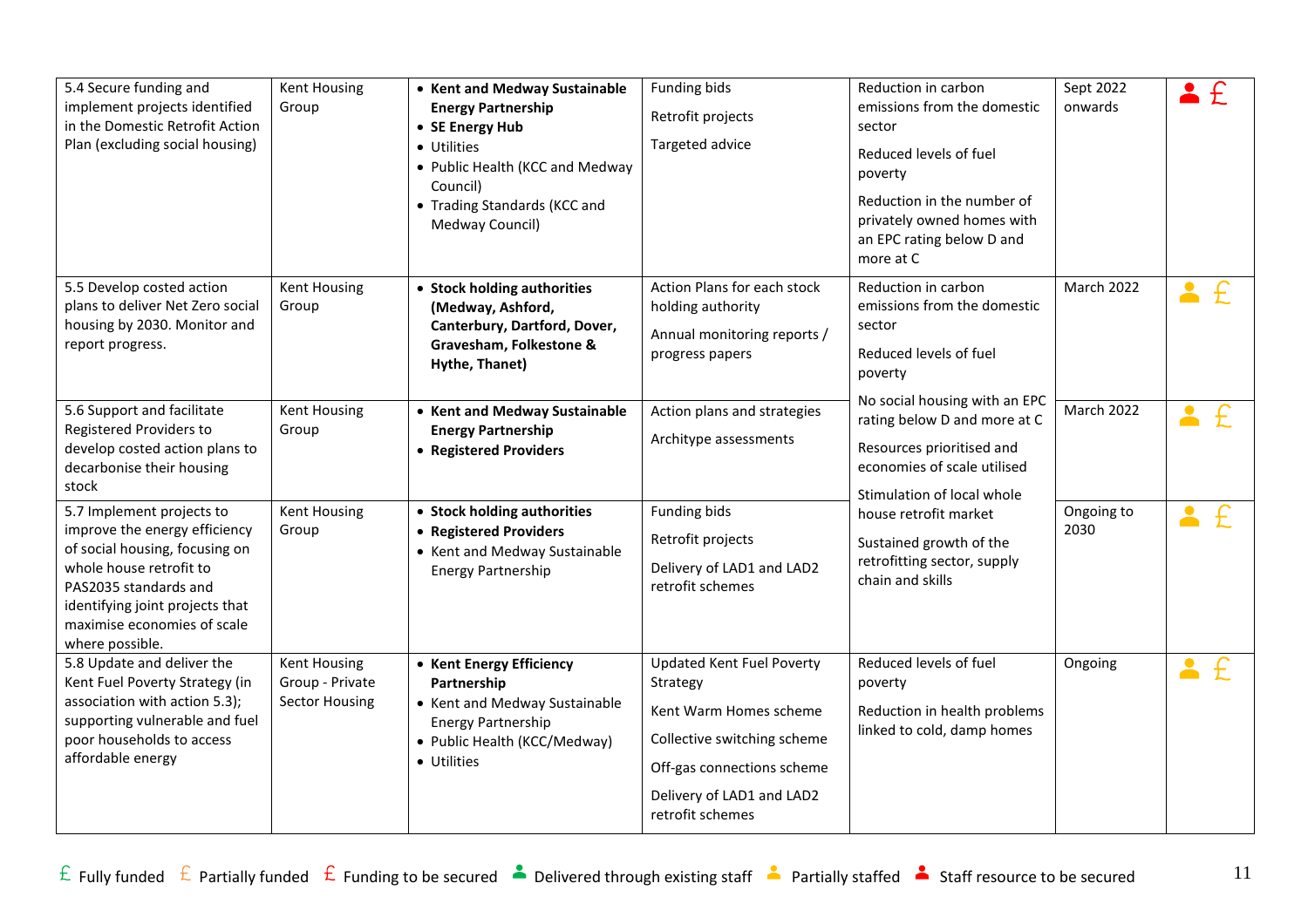| Action | Lead | Partners | Outputs | Outcomes | Timescale | Resources |
|---|---|---|---|---|---|---|
| 5.4 Secure funding and implement projects identified in the Domestic Retrofit Action Plan (excluding social housing) | Kent Housing Group | • **Kent and Medway Sustainable Energy Partnership**<br>• **SE Energy Hub**<br>• Utilities<br>• Public Health (KCC and Medway Council)<br>• Trading Standards (KCC and Medway Council) | Funding bids<br>Retrofit projects<br>Targeted advice | Reduction in carbon emissions from the domestic sector<br>Reduced levels of fuel poverty<br>Reduction in the number of privately owned homes with an EPC rating below D and more at C | Sept 2022 onwards | Staff resource to be secured; Funding to be secured |
| 5.5 Develop costed action plans to deliver Net Zero social housing by 2030. Monitor and report progress. | Kent Housing Group | • **Stock holding authorities (Medway, Ashford, Canterbury, Dartford, Dover, Gravesham, Folkestone & Hythe, Thanet)** | Action Plans for each stock holding authority<br>Annual monitoring reports / progress papers | Reduction in carbon emissions from the domestic sector<br>Reduced levels of fuel poverty<br>No social housing with an EPC rating below D and more at C<br>Resources prioritised and economies of scale utilised<br>Stimulation of local whole house retrofit market<br>Sustained growth of the retrofitting sector, supply chain and skills | March 2022 | Partially staffed; Partially funded |
| 5.6 Support and facilitate Registered Providers to develop costed action plans to decarbonise their housing stock | Kent Housing Group | • **Kent and Medway Sustainable Energy Partnership**<br>• **Registered Providers** | Action plans and strategies<br>Architype assessments | | March 2022 | Partially staffed; Partially funded |
| 5.7 Implement projects to improve the energy efficiency of social housing, focusing on whole house retrofit to PAS2035 standards and identifying joint projects that maximise economies of scale where possible. | Kent Housing Group | • **Stock holding authorities**<br>• **Registered Providers**<br>• Kent and Medway Sustainable Energy Partnership | Funding bids<br>Retrofit projects<br>Delivery of LAD1 and LAD2 retrofit schemes | | Ongoing to 2030 | Partially staffed; Partially funded |
| 5.8 Update and deliver the Kent Fuel Poverty Strategy (in association with action 5.3); supporting vulnerable and fuel poor households to access affordable energy | Kent Housing Group - Private Sector Housing | • **Kent Energy Efficiency Partnership**<br>• Kent and Medway Sustainable Energy Partnership<br>• Public Health (KCC/Medway)<br>• Utilities | Updated Kent Fuel Poverty Strategy<br>Kent Warm Homes scheme<br>Collective switching scheme<br>Off-gas connections scheme<br>Delivery of LAD1 and LAD2 retrofit schemes | Reduced levels of fuel poverty<br>Reduction in health problems linked to cold, damp homes | Ongoing | Partially staffed; Partially funded |

£ Fully funded £ Partially funded £ Funding to be secured · Delivered through existing staff · Partially staffed · Staff resource to be secured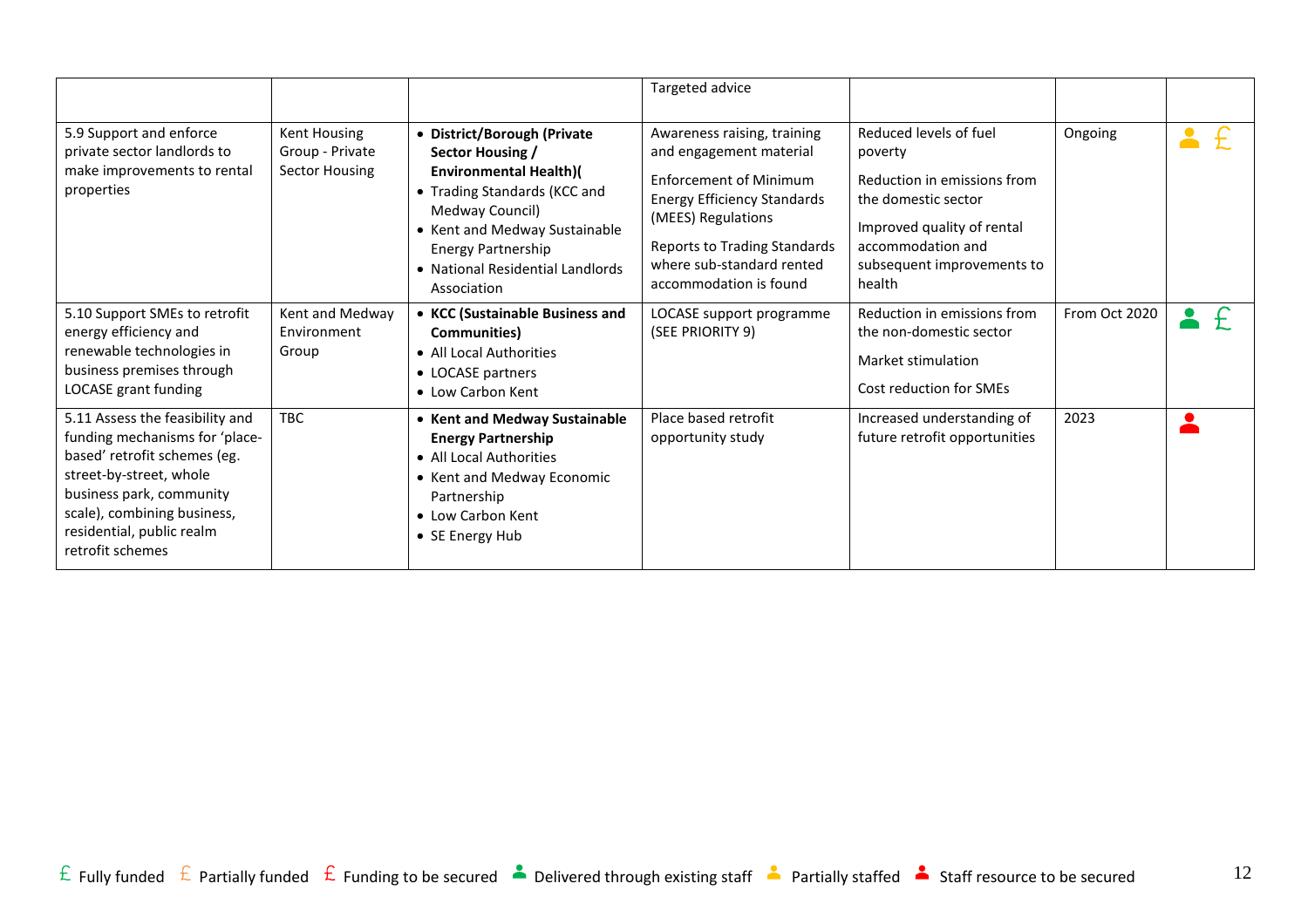| | | | | | | |
|---|---|---|---|---|---|---|
| | | | Targeted advice | | | |
| 5.9 Support and enforce private sector landlords to make improvements to rental properties | Kent Housing Group - Private Sector Housing | • **District/Borough (Private Sector Housing / Environmental Health)(**<br>• Trading Standards (KCC and Medway Council)<br>• Kent and Medway Sustainable Energy Partnership<br>• National Residential Landlords Association | Awareness raising, training and engagement material<br><br>Enforcement of Minimum Energy Efficiency Standards (MEES) Regulations<br><br>Reports to Trading Standards where sub-standard rented accommodation is found | Reduced levels of fuel poverty<br><br>Reduction in emissions from the domestic sector<br><br>Improved quality of rental accommodation and subsequent improvements to health | Ongoing | Partially staffed, Partially funded |
| 5.10 Support SMEs to retrofit energy efficiency and renewable technologies in business premises through LOCASE grant funding | Kent and Medway Environment Group | • **KCC (Sustainable Business and Communities)**<br>• All Local Authorities<br>• LOCASE partners<br>• Low Carbon Kent | LOCASE support programme (SEE PRIORITY 9) | Reduction in emissions from the non-domestic sector<br><br>Market stimulation<br><br>Cost reduction for SMEs | From Oct 2020 | Delivered through existing staff, Fully funded |
| 5.11 Assess the feasibility and funding mechanisms for 'place-based' retrofit schemes (eg. street-by-street, whole business park, community scale), combining business, residential, public realm retrofit schemes | TBC | • **Kent and Medway Sustainable Energy Partnership**<br>• All Local Authorities<br>• Kent and Medway Economic Partnership<br>• Low Carbon Kent<br>• SE Energy Hub | Place based retrofit opportunity study | Increased understanding of future retrofit opportunities | 2023 | Staff resource to be secured |

£ Fully funded £ Partially funded £ Funding to be secured Delivered through existing staff Partially staffed Staff resource to be secured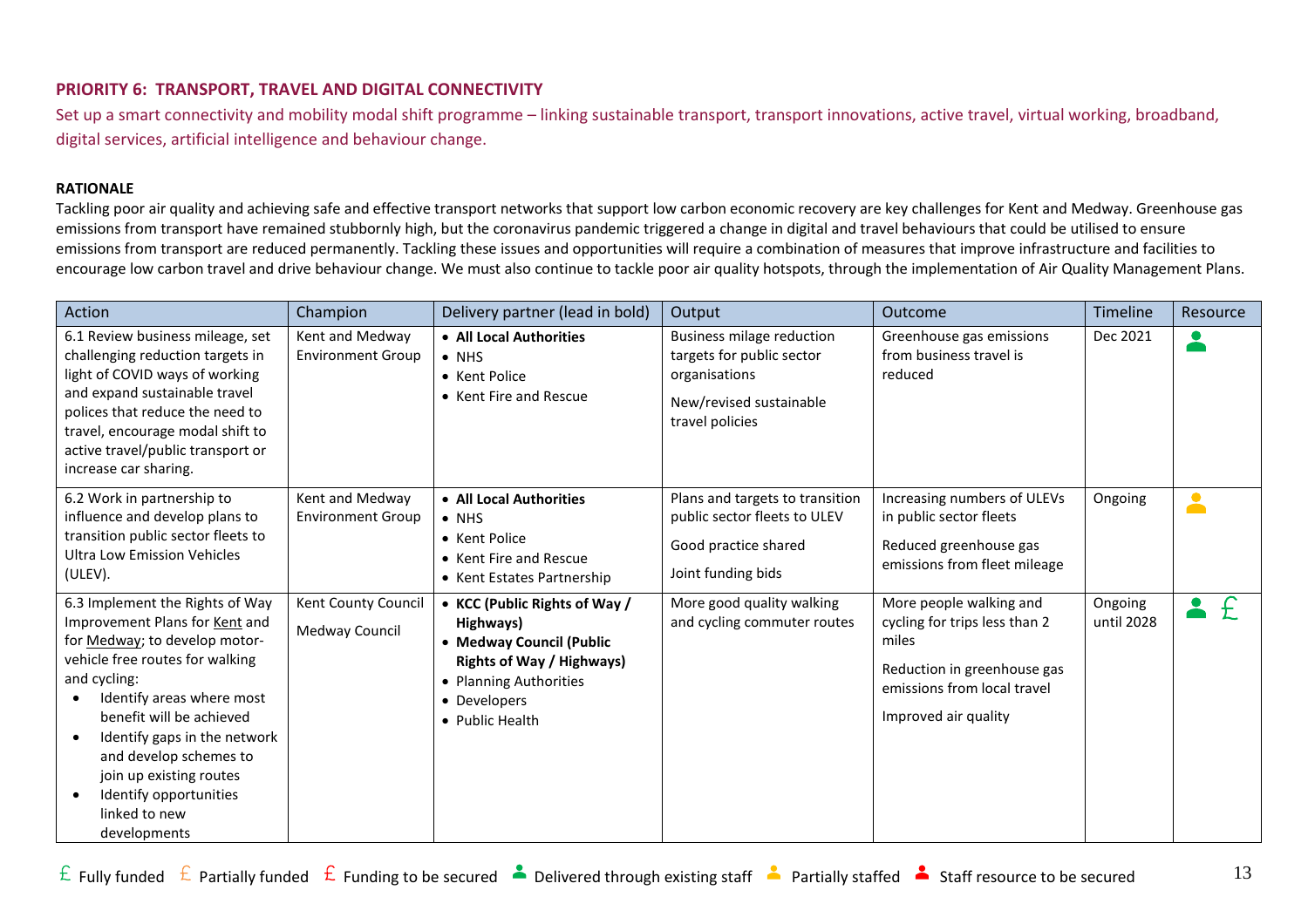## PRIORITY 6: TRANSPORT, TRAVEL AND DIGITAL CONNECTIVITY

Set up a smart connectivity and mobility modal shift programme – linking sustainable transport, transport innovations, active travel, virtual working, broadband, digital services, artificial intelligence and behaviour change.

**RATIONALE**

Tackling poor air quality and achieving safe and effective transport networks that support low carbon economic recovery are key challenges for Kent and Medway. Greenhouse gas emissions from transport have remained stubbornly high, but the coronavirus pandemic triggered a change in digital and travel behaviours that could be utilised to ensure emissions from transport are reduced permanently. Tackling these issues and opportunities will require a combination of measures that improve infrastructure and facilities to encourage low carbon travel and drive behaviour change. We must also continue to tackle poor air quality hotspots, through the implementation of Air Quality Management Plans.

| Action | Champion | Delivery partner (lead in bold) | Output | Outcome | Timeline | Resource |
|---|---|---|---|---|---|---|
| 6.1 Review business mileage, set challenging reduction targets in light of COVID ways of working and expand sustainable travel polices that reduce the need to travel, encourage modal shift to active travel/public transport or increase car sharing. | Kent and Medway Environment Group | • **All Local Authorities**<br>• NHS<br>• Kent Police<br>• Kent Fire and Rescue | Business milage reduction targets for public sector organisations<br><br>New/revised sustainable travel policies | Greenhouse gas emissions from business travel is reduced | Dec 2021 | Delivered through existing staff |
| 6.2 Work in partnership to influence and develop plans to transition public sector fleets to Ultra Low Emission Vehicles (ULEV). | Kent and Medway Environment Group | • **All Local Authorities**<br>• NHS<br>• Kent Police<br>• Kent Fire and Rescue<br>• Kent Estates Partnership | Plans and targets to transition public sector fleets to ULEV<br><br>Good practice shared<br><br>Joint funding bids | Increasing numbers of ULEVs in public sector fleets<br><br>Reduced greenhouse gas emissions from fleet mileage | Ongoing | Partially staffed |
| 6.3 Implement the Rights of Way Improvement Plans for Kent and for Medway; to develop motor-vehicle free routes for walking and cycling:<br>• Identify areas where most benefit will be achieved<br>• Identify gaps in the network and develop schemes to join up existing routes<br>• Identify opportunities linked to new developments | Kent County Council<br><br>Medway Council | • **KCC (Public Rights of Way / Highways)**<br>• **Medway Council (Public Rights of Way / Highways)**<br>• Planning Authorities<br>• Developers<br>• Public Health | More good quality walking and cycling commuter routes | More people walking and cycling for trips less than 2 miles<br><br>Reduction in greenhouse gas emissions from local travel<br><br>Improved air quality | Ongoing until 2028 | Delivered through existing staff; Fully funded |

£ Fully funded £ Partially funded £ Funding to be secured | Delivered through existing staff | Partially staffed | Staff resource to be secured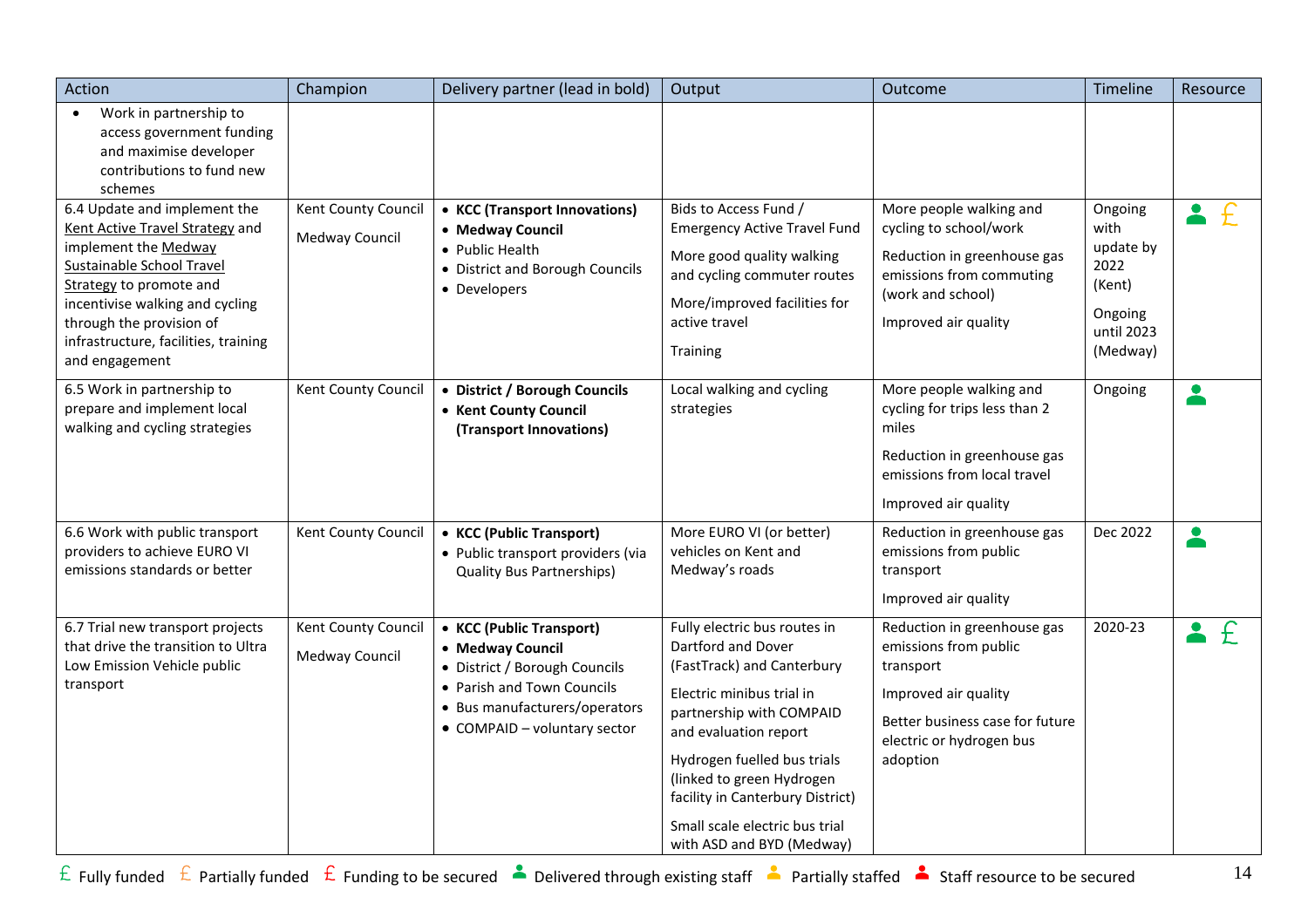| Action | Champion | Delivery partner (lead in bold) | Output | Outcome | Timeline | Resource |
|---|---|---|---|---|---|---|
| • Work in partnership to access government funding and maximise developer contributions to fund new schemes | | | | | | |
| 6.4 Update and implement the Kent Active Travel Strategy and implement the Medway Sustainable School Travel Strategy to promote and incentivise walking and cycling through the provision of infrastructure, facilities, training and engagement | Kent County Council<br>Medway Council | • **KCC (Transport Innovations)**<br>• **Medway Council**<br>• Public Health<br>• District and Borough Councils<br>• Developers | Bids to Access Fund / Emergency Active Travel Fund<br>More good quality walking and cycling commuter routes<br>More/improved facilities for active travel<br>Training | More people walking and cycling to school/work<br>Reduction in greenhouse gas emissions from commuting (work and school)<br>Improved air quality | Ongoing with update by 2022 (Kent)<br>Ongoing until 2023 (Medway) | Delivered through existing staff; Partially funded |
| 6.5 Work in partnership to prepare and implement local walking and cycling strategies | Kent County Council | • **District / Borough Councils**<br>• **Kent County Council (Transport Innovations)** | Local walking and cycling strategies | More people walking and cycling for trips less than 2 miles<br>Reduction in greenhouse gas emissions from local travel<br>Improved air quality | Ongoing | Delivered through existing staff |
| 6.6 Work with public transport providers to achieve EURO VI emissions standards or better | Kent County Council | • **KCC (Public Transport)**<br>• Public transport providers (via Quality Bus Partnerships) | More EURO VI (or better) vehicles on Kent and Medway's roads | Reduction in greenhouse gas emissions from public transport<br>Improved air quality | Dec 2022 | Delivered through existing staff |
| 6.7 Trial new transport projects that drive the transition to Ultra Low Emission Vehicle public transport | Kent County Council<br>Medway Council | • **KCC (Public Transport)**<br>• **Medway Council**<br>• District / Borough Councils<br>• Parish and Town Councils<br>• Bus manufacturers/operators<br>• COMPAID – voluntary sector | Fully electric bus routes in Dartford and Dover (FastTrack) and Canterbury<br>Electric minibus trial in partnership with COMPAID and evaluation report<br>Hydrogen fuelled bus trials (linked to green Hydrogen facility in Canterbury District)<br>Small scale electric bus trial with ASD and BYD (Medway) | Reduction in greenhouse gas emissions from public transport<br>Improved air quality<br>Better business case for future electric or hydrogen bus adoption | 2020-23 | Delivered through existing staff; Fully funded |

£ Fully funded £ Partially funded £ Funding to be secured  Delivered through existing staff  Partially staffed  Staff resource to be secured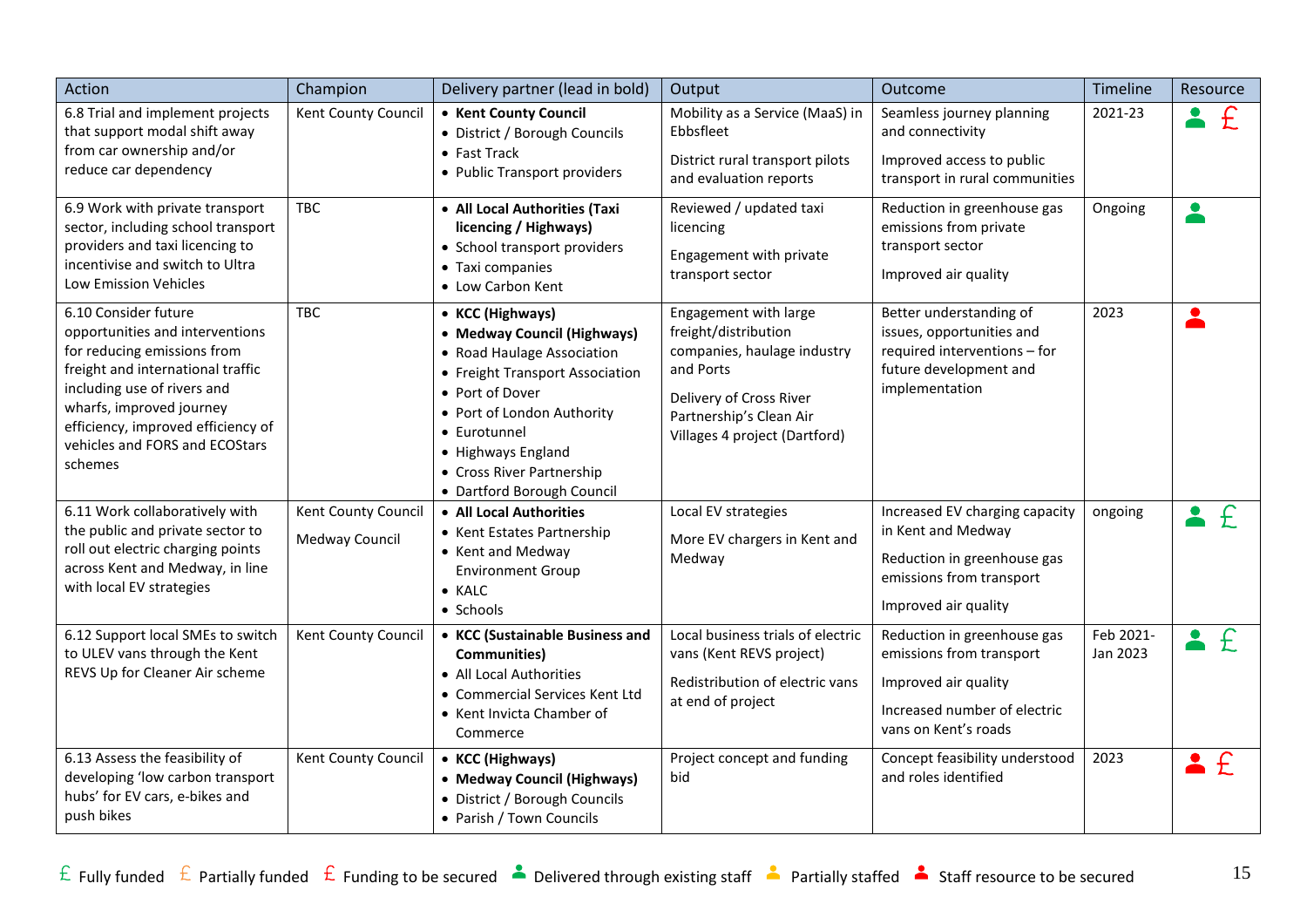| Action | Champion | Delivery partner (lead in bold) | Output | Outcome | Timeline | Resource |
|---|---|---|---|---|---|---|
| 6.8 Trial and implement projects that support modal shift away from car ownership and/or reduce car dependency | Kent County Council | • **Kent County Council**<br>• District / Borough Councils<br>• Fast Track<br>• Public Transport providers | Mobility as a Service (MaaS) in Ebbsfleet<br><br>District rural transport pilots and evaluation reports | Seamless journey planning and connectivity<br><br>Improved access to public transport in rural communities | 2021-23 | Delivered through existing staff; Funding to be secured |
| 6.9 Work with private transport sector, including school transport providers and taxi licencing to incentivise and switch to Ultra Low Emission Vehicles | TBC | • **All Local Authorities (Taxi licencing / Highways)**<br>• School transport providers<br>• Taxi companies<br>• Low Carbon Kent | Reviewed / updated taxi licencing<br><br>Engagement with private transport sector | Reduction in greenhouse gas emissions from private transport sector<br><br>Improved air quality | Ongoing | Delivered through existing staff |
| 6.10 Consider future opportunities and interventions for reducing emissions from freight and international traffic including use of rivers and wharfs, improved journey efficiency, improved efficiency of vehicles and FORS and ECOStars schemes | TBC | • **KCC (Highways)**<br>• **Medway Council (Highways)**<br>• Road Haulage Association<br>• Freight Transport Association<br>• Port of Dover<br>• Port of London Authority<br>• Eurotunnel<br>• Highways England<br>• Cross River Partnership<br>• Dartford Borough Council | Engagement with large freight/distribution companies, haulage industry and Ports<br><br>Delivery of Cross River Partnership's Clean Air Villages 4 project (Dartford) | Better understanding of issues, opportunities and required interventions – for future development and implementation | 2023 | Staff resource to be secured |
| 6.11 Work collaboratively with the public and private sector to roll out electric charging points across Kent and Medway, in line with local EV strategies | Kent County Council<br><br>Medway Council | • **All Local Authorities**<br>• Kent Estates Partnership<br>• Kent and Medway Environment Group<br>• KALC<br>• Schools | Local EV strategies<br><br>More EV chargers in Kent and Medway | Increased EV charging capacity in Kent and Medway<br><br>Reduction in greenhouse gas emissions from transport<br><br>Improved air quality | ongoing | Delivered through existing staff; Fully funded |
| 6.12 Support local SMEs to switch to ULEV vans through the Kent REVS Up for Cleaner Air scheme | Kent County Council | • **KCC (Sustainable Business and Communities)**<br>• All Local Authorities<br>• Commercial Services Kent Ltd<br>• Kent Invicta Chamber of Commerce | Local business trials of electric vans (Kent REVS project)<br><br>Redistribution of electric vans at end of project | Reduction in greenhouse gas emissions from transport<br><br>Improved air quality<br><br>Increased number of electric vans on Kent's roads | Feb 2021- Jan 2023 | Delivered through existing staff; Fully funded |
| 6.13 Assess the feasibility of developing 'low carbon transport hubs' for EV cars, e-bikes and push bikes | Kent County Council | • **KCC (Highways)**<br>• **Medway Council (Highways)**<br>• District / Borough Councils<br>• Parish / Town Councils | Project concept and funding bid | Concept feasibility understood and roles identified | 2023 | Staff resource to be secured; Funding to be secured |

£ Fully funded £ Partially funded £ Funding to be secured · Delivered through existing staff · Partially staffed · Staff resource to be secured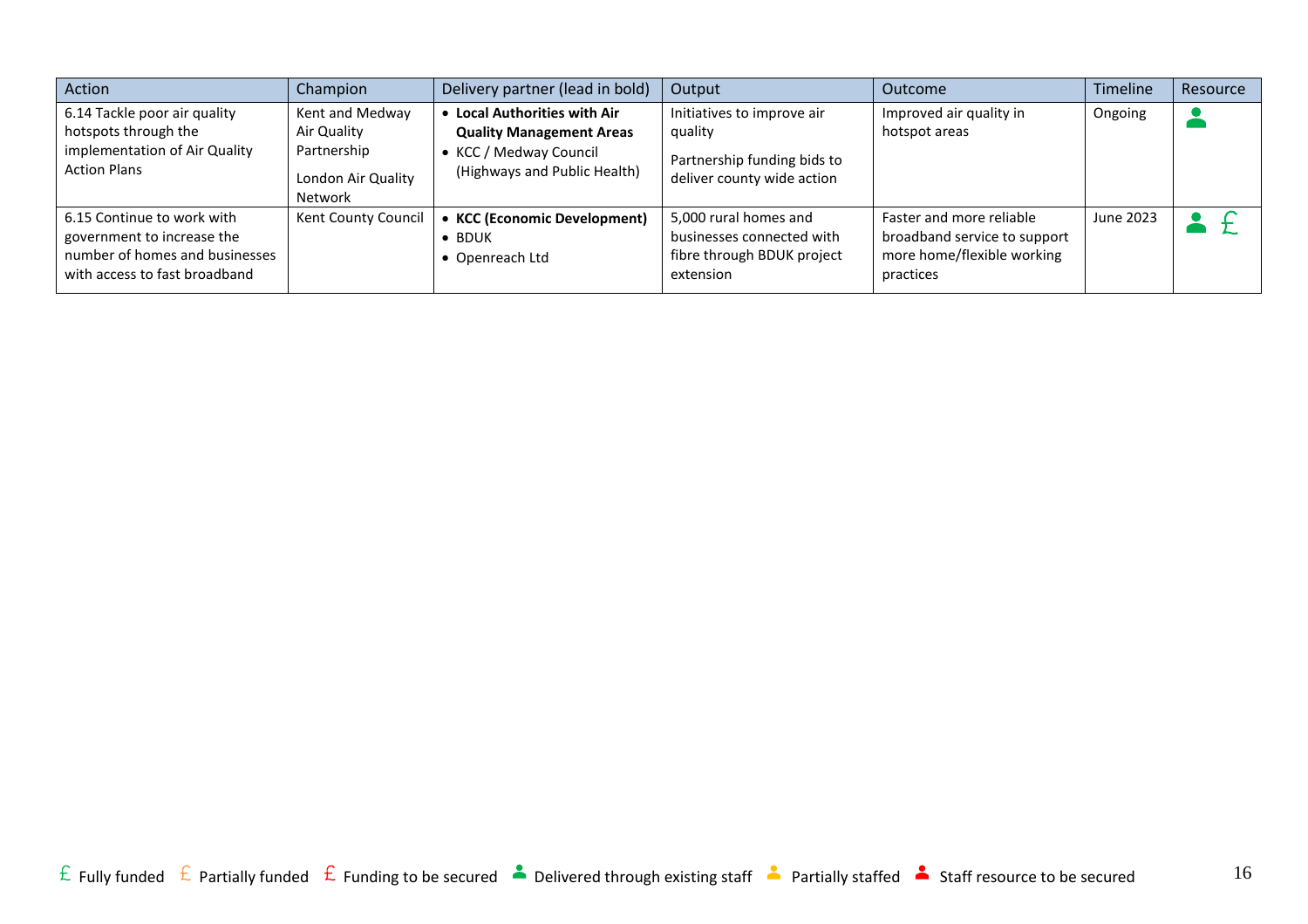| Action | Champion | Delivery partner (lead in bold) | Output | Outcome | Timeline | Resource |
|---|---|---|---|---|---|---|
| 6.14 Tackle poor air quality hotspots through the implementation of Air Quality Action Plans | Kent and Medway Air Quality Partnership<br><br>London Air Quality Network | • **Local Authorities with Air Quality Management Areas**<br>• KCC / Medway Council (Highways and Public Health) | Initiatives to improve air quality<br><br>Partnership funding bids to deliver county wide action | Improved air quality in hotspot areas | Ongoing | Delivered through existing staff |
| 6.15 Continue to work with government to increase the number of homes and businesses with access to fast broadband | Kent County Council | • **KCC (Economic Development)**<br>• BDUK<br>• Openreach Ltd | 5,000 rural homes and businesses connected with fibre through BDUK project extension | Faster and more reliable broadband service to support more home/flexible working practices | June 2023 | Delivered through existing staff; Fully funded |

£ Fully funded £ Partially funded £ Funding to be secured Delivered through existing staff Partially staffed Staff resource to be secured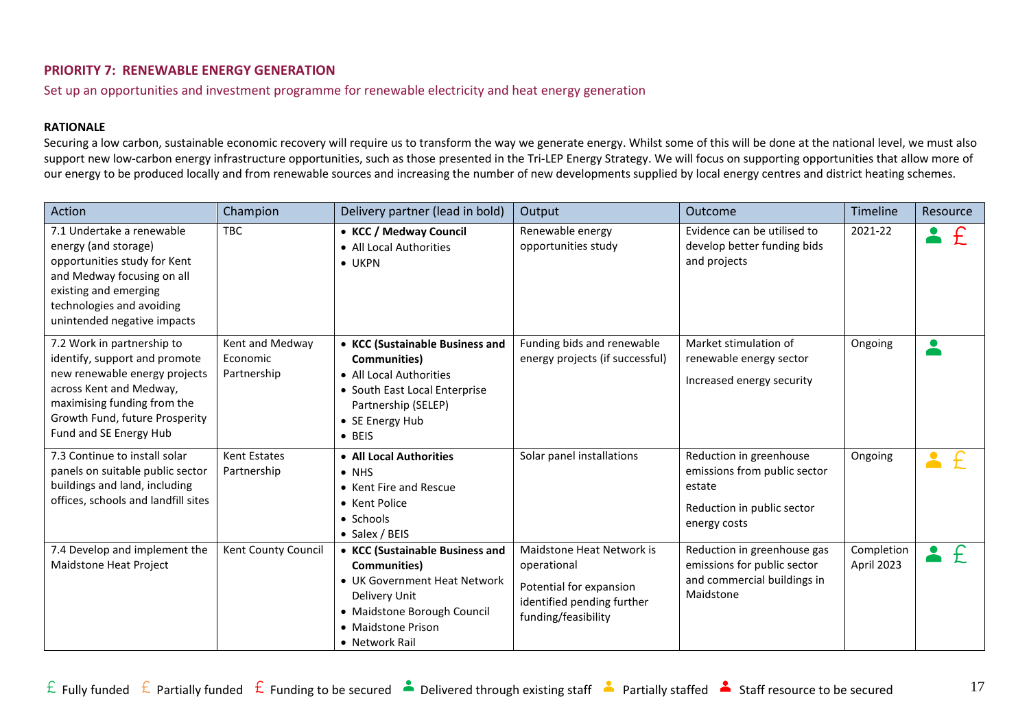## PRIORITY 7: RENEWABLE ENERGY GENERATION

Set up an opportunities and investment programme for renewable electricity and heat energy generation

**RATIONALE**

Securing a low carbon, sustainable economic recovery will require us to transform the way we generate energy. Whilst some of this will be done at the national level, we must also support new low-carbon energy infrastructure opportunities, such as those presented in the Tri-LEP Energy Strategy. We will focus on supporting opportunities that allow more of our energy to be produced locally and from renewable sources and increasing the number of new developments supplied by local energy centres and district heating schemes.

| Action | Champion | Delivery partner (lead in bold) | Output | Outcome | Timeline | Resource |
|---|---|---|---|---|---|---|
| 7.1 Undertake a renewable energy (and storage) opportunities study for Kent and Medway focusing on all existing and emerging technologies and avoiding unintended negative impacts | TBC | • **KCC / Medway Council**<br>• All Local Authorities<br>• UKPN | Renewable energy opportunities study | Evidence can be utilised to develop better funding bids and projects | 2021-22 | Delivered through existing staff; Funding to be secured |
| 7.2 Work in partnership to identify, support and promote new renewable energy projects across Kent and Medway, maximising funding from the Growth Fund, future Prosperity Fund and SE Energy Hub | Kent and Medway Economic Partnership | • **KCC (Sustainable Business and Communities)**<br>• All Local Authorities<br>• South East Local Enterprise Partnership (SELEP)<br>• SE Energy Hub<br>• BEIS | Funding bids and renewable energy projects (if successful) | Market stimulation of renewable energy sector<br><br>Increased energy security | Ongoing | Delivered through existing staff |
| 7.3 Continue to install solar panels on suitable public sector buildings and land, including offices, schools and landfill sites | Kent Estates Partnership | • **All Local Authorities**<br>• NHS<br>• Kent Fire and Rescue<br>• Kent Police<br>• Schools<br>• Salex / BEIS | Solar panel installations | Reduction in greenhouse emissions from public sector estate<br><br>Reduction in public sector energy costs | Ongoing | Partially staffed; Partially funded |
| 7.4 Develop and implement the Maidstone Heat Project | Kent County Council | • **KCC (Sustainable Business and Communities)**<br>• UK Government Heat Network Delivery Unit<br>• Maidstone Borough Council<br>• Maidstone Prison<br>• Network Rail | Maidstone Heat Network is operational<br><br>Potential for expansion identified pending further funding/feasibility | Reduction in greenhouse gas emissions for public sector and commercial buildings in Maidstone | Completion April 2023 | Delivered through existing staff; Fully funded |

£ Fully funded £ Partially funded £ Funding to be secured · Delivered through existing staff · Partially staffed · Staff resource to be secured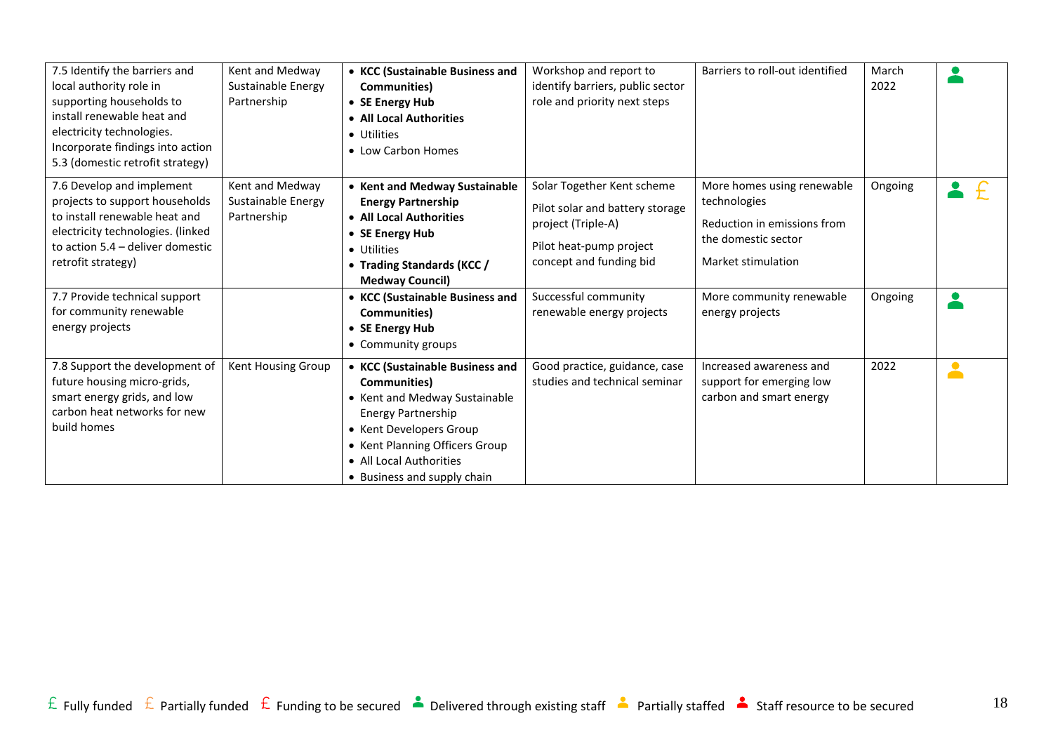| 7.5 Identify the barriers and local authority role in supporting households to install renewable heat and electricity technologies. Incorporate findings into action 5.3 (domestic retrofit strategy) | Kent and Medway Sustainable Energy Partnership | • **KCC (Sustainable Business and Communities)**<br>• **SE Energy Hub**<br>• **All Local Authorities**<br>• Utilities<br>• Low Carbon Homes | Workshop and report to identify barriers, public sector role and priority next steps | Barriers to roll-out identified | March 2022 | Delivered through existing staff |
|---|---|---|---|---|---|---|
| 7.6 Develop and implement projects to support households to install renewable heat and electricity technologies. (linked to action 5.4 – deliver domestic retrofit strategy) | Kent and Medway Sustainable Energy Partnership | • **Kent and Medway Sustainable Energy Partnership**<br>• **All Local Authorities**<br>• **SE Energy Hub**<br>• Utilities<br>• **Trading Standards (KCC / Medway Council)** | Solar Together Kent scheme<br><br>Pilot solar and battery storage project (Triple-A)<br><br>Pilot heat-pump project concept and funding bid | More homes using renewable technologies<br><br>Reduction in emissions from the domestic sector<br><br>Market stimulation | Ongoing | Delivered through existing staff; Partially funded |
| 7.7 Provide technical support for community renewable energy projects | | • **KCC (Sustainable Business and Communities)**<br>• **SE Energy Hub**<br>• Community groups | Successful community renewable energy projects | More community renewable energy projects | Ongoing | Delivered through existing staff |
| 7.8 Support the development of future housing micro-grids, smart energy grids, and low carbon heat networks for new build homes | Kent Housing Group | • **KCC (Sustainable Business and Communities)**<br>• Kent and Medway Sustainable Energy Partnership<br>• Kent Developers Group<br>• Kent Planning Officers Group<br>• All Local Authorities<br>• Business and supply chain | Good practice, guidance, case studies and technical seminar | Increased awareness and support for emerging low carbon and smart energy | 2022 | Partially staffed |

£ Fully funded £ Partially funded £ Funding to be secured Delivered through existing staff Partially staffed Staff resource to be secured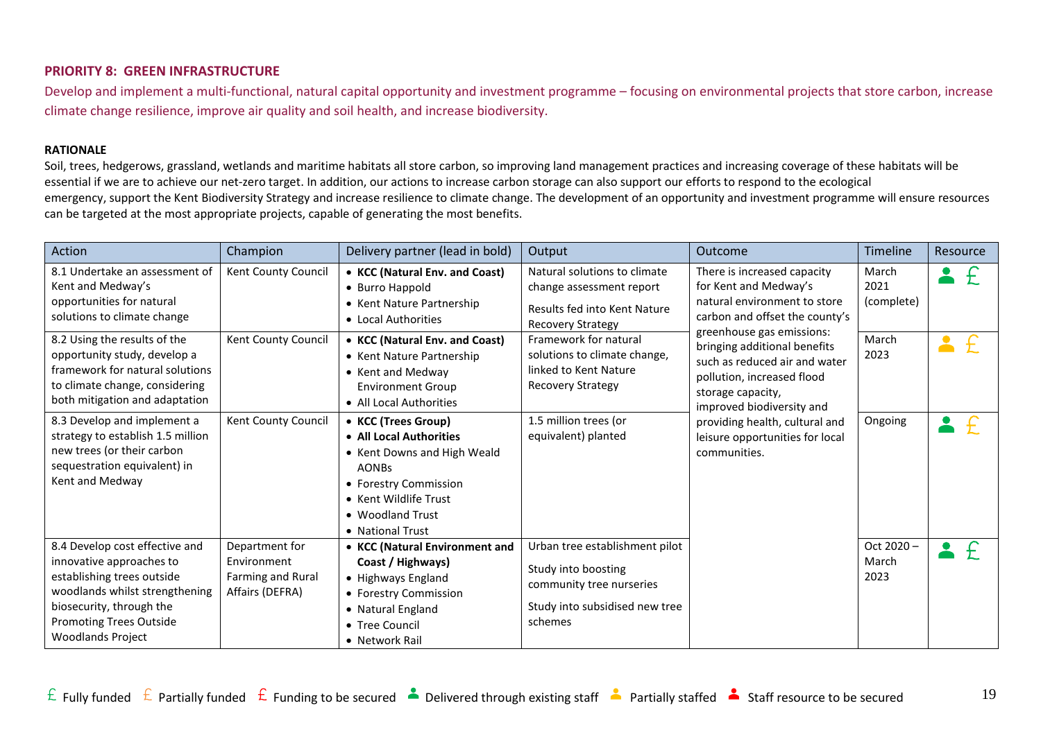## PRIORITY 8: GREEN INFRASTRUCTURE

Develop and implement a multi-functional, natural capital opportunity and investment programme – focusing on environmental projects that store carbon, increase climate change resilience, improve air quality and soil health, and increase biodiversity.

**RATIONALE**

Soil, trees, hedgerows, grassland, wetlands and maritime habitats all store carbon, so improving land management practices and increasing coverage of these habitats will be essential if we are to achieve our net-zero target. In addition, our actions to increase carbon storage can also support our efforts to respond to the ecological emergency, support the Kent Biodiversity Strategy and increase resilience to climate change. The development of an opportunity and investment programme will ensure resources can be targeted at the most appropriate projects, capable of generating the most benefits.

| Action | Champion | Delivery partner (lead in bold) | Output | Outcome | Timeline | Resource |
|---|---|---|---|---|---|---|
| 8.1 Undertake an assessment of Kent and Medway's opportunities for natural solutions to climate change | Kent County Council | • **KCC (Natural Env. and Coast)**<br>• Burro Happold<br>• Kent Nature Partnership<br>• Local Authorities | Natural solutions to climate change assessment report<br><br>Results fed into Kent Nature Recovery Strategy | There is increased capacity for Kent and Medway's natural environment to store carbon and offset the county's greenhouse gas emissions: bringing additional benefits such as reduced air and water pollution, increased flood storage capacity, improved biodiversity and providing health, cultural and leisure opportunities for local communities. | March 2021 (complete) | Delivered through existing staff; Fully funded |
| 8.2 Using the results of the opportunity study, develop a framework for natural solutions to climate change, considering both mitigation and adaptation | Kent County Council | • **KCC (Natural Env. and Coast)**<br>• Kent Nature Partnership<br>• Kent and Medway Environment Group<br>• All Local Authorities | Framework for natural solutions to climate change, linked to Kent Nature Recovery Strategy | | March 2023 | Partially staffed; Partially funded |
| 8.3 Develop and implement a strategy to establish 1.5 million new trees (or their carbon sequestration equivalent) in Kent and Medway | Kent County Council | • **KCC (Trees Group)**<br>• **All Local Authorities**<br>• Kent Downs and High Weald AONBs<br>• Forestry Commission<br>• Kent Wildlife Trust<br>• Woodland Trust<br>• National Trust | 1.5 million trees (or equivalent) planted | | Ongoing | Delivered through existing staff; Partially funded |
| 8.4 Develop cost effective and innovative approaches to establishing trees outside woodlands whilst strengthening biosecurity, through the Promoting Trees Outside Woodlands Project | Department for Environment Farming and Rural Affairs (DEFRA) | • **KCC (Natural Environment and Coast / Highways)**<br>• Highways England<br>• Forestry Commission<br>• Natural England<br>• Tree Council<br>• Network Rail | Urban tree establishment pilot<br><br>Study into boosting community tree nurseries<br><br>Study into subsidised new tree schemes | | Oct 2020 – March 2023 | Delivered through existing staff; Fully funded |

£ Fully funded £ Partially funded £ Funding to be secured · Delivered through existing staff · Partially staffed · Staff resource to be secured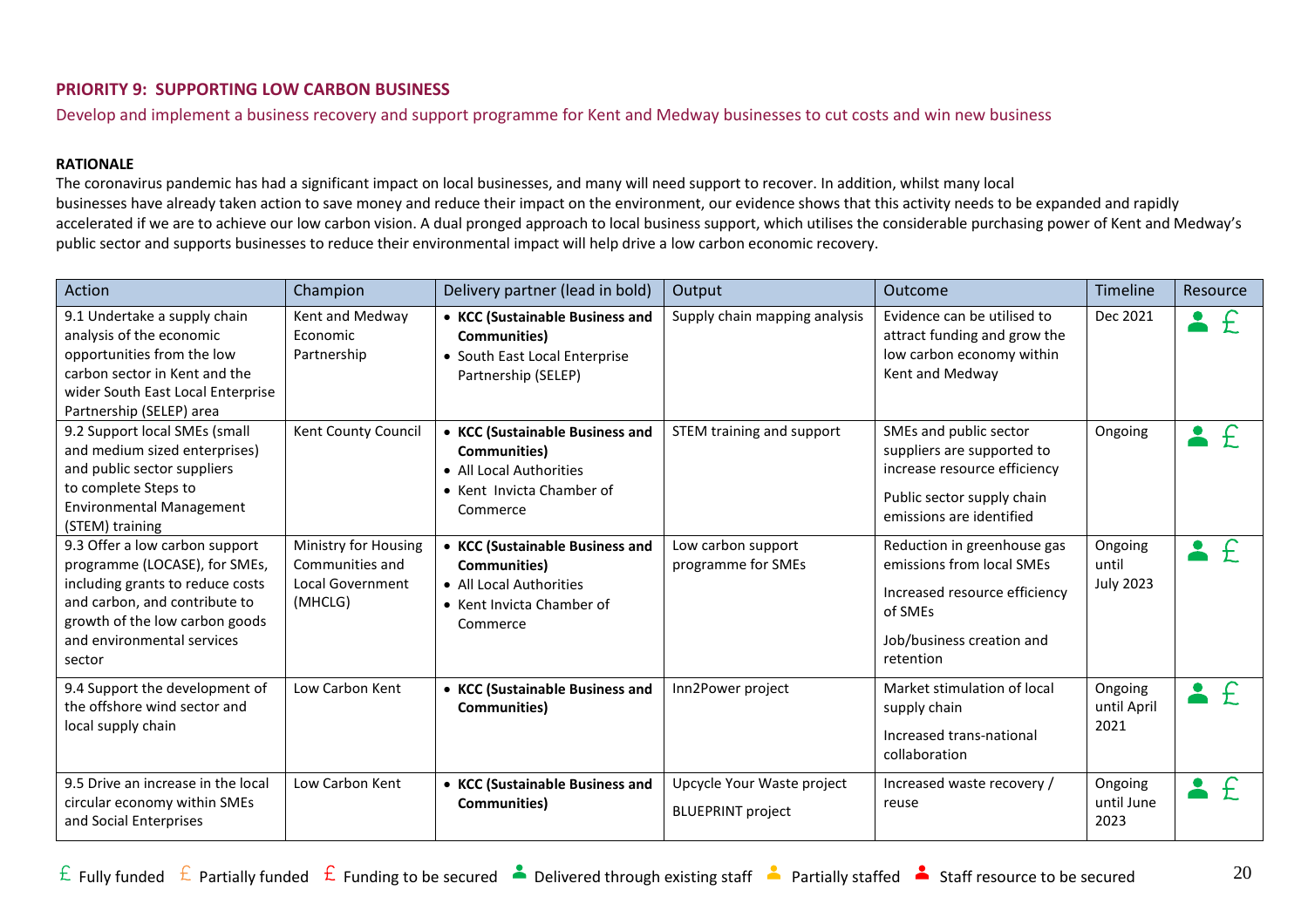## PRIORITY 9: SUPPORTING LOW CARBON BUSINESS

Develop and implement a business recovery and support programme for Kent and Medway businesses to cut costs and win new business

**RATIONALE**

The coronavirus pandemic has had a significant impact on local businesses, and many will need support to recover. In addition, whilst many local businesses have already taken action to save money and reduce their impact on the environment, our evidence shows that this activity needs to be expanded and rapidly accelerated if we are to achieve our low carbon vision. A dual pronged approach to local business support, which utilises the considerable purchasing power of Kent and Medway's public sector and supports businesses to reduce their environmental impact will help drive a low carbon economic recovery.

| Action | Champion | Delivery partner (lead in bold) | Output | Outcome | Timeline | Resource |
|---|---|---|---|---|---|---|
| 9.1 Undertake a supply chain analysis of the economic opportunities from the low carbon sector in Kent and the wider South East Local Enterprise Partnership (SELEP) area | Kent and Medway Economic Partnership | • **KCC (Sustainable Business and Communities)**<br>• South East Local Enterprise Partnership (SELEP) | Supply chain mapping analysis | Evidence can be utilised to attract funding and grow the low carbon economy within Kent and Medway | Dec 2021 | Delivered through existing staff, Fully funded |
| 9.2 Support local SMEs (small and medium sized enterprises) and public sector suppliers to complete Steps to Environmental Management (STEM) training | Kent County Council | • **KCC (Sustainable Business and Communities)**<br>• All Local Authorities<br>• Kent Invicta Chamber of Commerce | STEM training and support | SMEs and public sector suppliers are supported to increase resource efficiency<br><br>Public sector supply chain emissions are identified | Ongoing | Delivered through existing staff, Fully funded |
| 9.3 Offer a low carbon support programme (LOCASE), for SMEs, including grants to reduce costs and carbon, and contribute to growth of the low carbon goods and environmental services sector | Ministry for Housing Communities and Local Government (MHCLG) | • **KCC (Sustainable Business and Communities)**<br>• All Local Authorities<br>• Kent Invicta Chamber of Commerce | Low carbon support programme for SMEs | Reduction in greenhouse gas emissions from local SMEs<br><br>Increased resource efficiency of SMEs<br><br>Job/business creation and retention | Ongoing until July 2023 | Delivered through existing staff, Fully funded |
| 9.4 Support the development of the offshore wind sector and local supply chain | Low Carbon Kent | • **KCC (Sustainable Business and Communities)** | Inn2Power project | Market stimulation of local supply chain<br><br>Increased trans-national collaboration | Ongoing until April 2021 | Delivered through existing staff, Fully funded |
| 9.5 Drive an increase in the local circular economy within SMEs and Social Enterprises | Low Carbon Kent | • **KCC (Sustainable Business and Communities)** | Upcycle Your Waste project<br><br>BLUEPRINT project | Increased waste recovery / reuse | Ongoing until June 2023 | Delivered through existing staff, Fully funded |

£ Fully funded £ Partially funded £ Funding to be secured · Delivered through existing staff · Partially staffed · Staff resource to be secured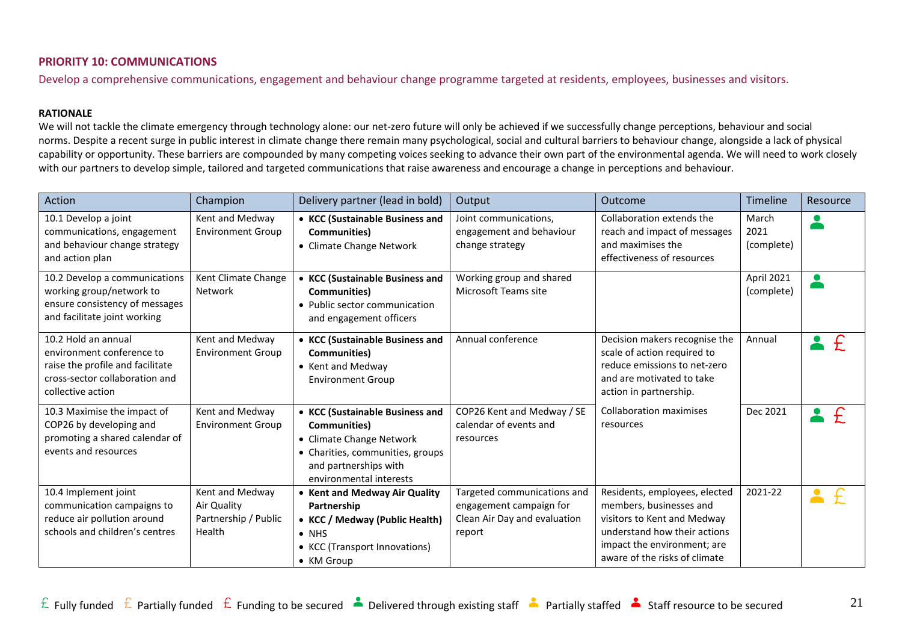**PRIORITY 10: COMMUNICATIONS**

Develop a comprehensive communications, engagement and behaviour change programme targeted at residents, employees, businesses and visitors.

**RATIONALE**

We will not tackle the climate emergency through technology alone: our net-zero future will only be achieved if we successfully change perceptions, behaviour and social norms. Despite a recent surge in public interest in climate change there remain many psychological, social and cultural barriers to behaviour change, alongside a lack of physical capability or opportunity. These barriers are compounded by many competing voices seeking to advance their own part of the environmental agenda. We will need to work closely with our partners to develop simple, tailored and targeted communications that raise awareness and encourage a change in perceptions and behaviour.

| Action | Champion | Delivery partner (lead in bold) | Output | Outcome | Timeline | Resource |
|---|---|---|---|---|---|---|
| 10.1 Develop a joint communications, engagement and behaviour change strategy and action plan | Kent and Medway Environment Group | • **KCC (Sustainable Business and Communities)**<br>• Climate Change Network | Joint communications, engagement and behaviour change strategy | Collaboration extends the reach and impact of messages and maximises the effectiveness of resources | March 2021 (complete) | Delivered through existing staff |
| 10.2 Develop a communications working group/network to ensure consistency of messages and facilitate joint working | Kent Climate Change Network | • **KCC (Sustainable Business and Communities)**<br>• Public sector communication and engagement officers | Working group and shared Microsoft Teams site | | April 2021 (complete) | Delivered through existing staff |
| 10.2 Hold an annual environment conference to raise the profile and facilitate cross-sector collaboration and collective action | Kent and Medway Environment Group | • **KCC (Sustainable Business and Communities)**<br>• Kent and Medway Environment Group | Annual conference | Decision makers recognise the scale of action required to reduce emissions to net-zero and are motivated to take action in partnership. | Annual | Delivered through existing staff; Funding to be secured |
| 10.3 Maximise the impact of COP26 by developing and promoting a shared calendar of events and resources | Kent and Medway Environment Group | • **KCC (Sustainable Business and Communities)**<br>• Climate Change Network<br>• Charities, communities, groups and partnerships with environmental interests | COP26 Kent and Medway / SE calendar of events and resources | Collaboration maximises resources | Dec 2021 | Delivered through existing staff; Funding to be secured |
| 10.4 Implement joint communication campaigns to reduce air pollution around schools and children's centres | Kent and Medway Air Quality Partnership / Public Health | • **Kent and Medway Air Quality Partnership**<br>• **KCC / Medway (Public Health)**<br>• NHS<br>• KCC (Transport Innovations)<br>• KM Group | Targeted communications and engagement campaign for Clean Air Day and evaluation report | Residents, employees, elected members, businesses and visitors to Kent and Medway understand how their actions impact the environment; are aware of the risks of climate | 2021-22 | Partially staffed; Partially funded |

£ Fully funded £ Partially funded £ Funding to be secured | Delivered through existing staff | Partially staffed | Staff resource to be secured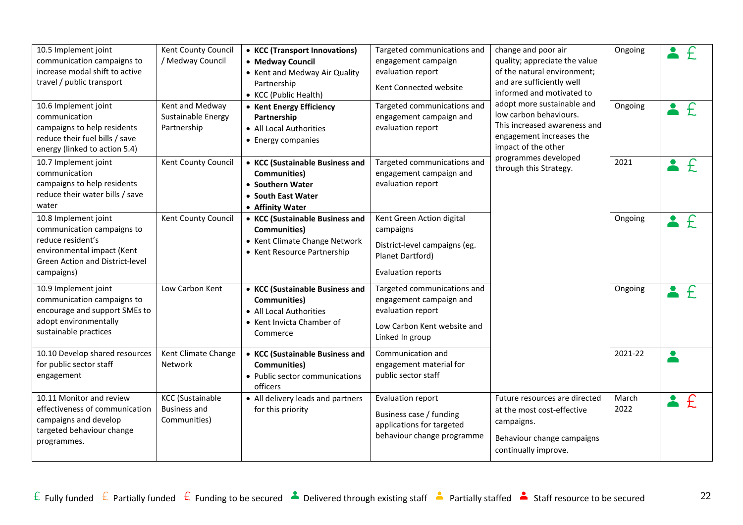| | | | | | | |
|---|---|---|---|---|---|---|
| 10.5 Implement joint communication campaigns to increase modal shift to active travel / public transport | Kent County Council / Medway Council | • **KCC (Transport Innovations)**<br>• **Medway Council**<br>• Kent and Medway Air Quality Partnership<br>• KCC (Public Health) | Targeted communications and engagement campaign evaluation report<br><br>Kent Connected website | change and poor air quality; appreciate the value of the natural environment; and are sufficiently well informed and motivated to adopt more sustainable and low carbon behaviours. This increased awareness and engagement increases the impact of the other programmes developed through this Strategy. | Ongoing | 👤 £ |
| 10.6 Implement joint communication campaigns to help residents reduce their fuel bills / save energy (linked to action 5.4) | Kent and Medway Sustainable Energy Partnership | • **Kent Energy Efficiency Partnership**<br>• All Local Authorities<br>• Energy companies | Targeted communications and engagement campaign and evaluation report | | Ongoing | 👤 £ |
| 10.7 Implement joint communication campaigns to help residents reduce their water bills / save water | Kent County Council | • **KCC (Sustainable Business and Communities)**<br>• **Southern Water**<br>• **South East Water**<br>• **Affinity Water** | Targeted communications and engagement campaign and evaluation report | | 2021 | 👤 £ |
| 10.8 Implement joint communication campaigns to reduce resident's environmental impact (Kent Green Action and District-level campaigns) | Kent County Council | • **KCC (Sustainable Business and Communities)**<br>• Kent Climate Change Network<br>• Kent Resource Partnership | Kent Green Action digital campaigns<br><br>District-level campaigns (eg. Planet Dartford)<br><br>Evaluation reports | | Ongoing | 👤 £ |
| 10.9 Implement joint communication campaigns to encourage and support SMEs to adopt environmentally sustainable practices | Low Carbon Kent | • **KCC (Sustainable Business and Communities)**<br>• All Local Authorities<br>• Kent Invicta Chamber of Commerce | Targeted communications and engagement campaign and evaluation report<br><br>Low Carbon Kent website and Linked In group | | Ongoing | 👤 £ |
| 10.10 Develop shared resources for public sector staff engagement | Kent Climate Change Network | • **KCC (Sustainable Business and Communities)**<br>• Public sector communications officers | Communication and engagement material for public sector staff | | 2021-22 | 👤 |
| 10.11 Monitor and review effectiveness of communication campaigns and develop targeted behaviour change programmes. | KCC (Sustainable Business and Communities) | • All delivery leads and partners for this priority | Evaluation report<br><br>Business case / funding applications for targeted behaviour change programme | Future resources are directed at the most cost-effective campaigns.<br><br>Behaviour change campaigns continually improve. | March 2022 | 👤 £ (funding to be secured) |

£ Fully funded £ Partially funded £ Funding to be secured 👤 Delivered through existing staff 👤 Partially staffed 👤 Staff resource to be secured